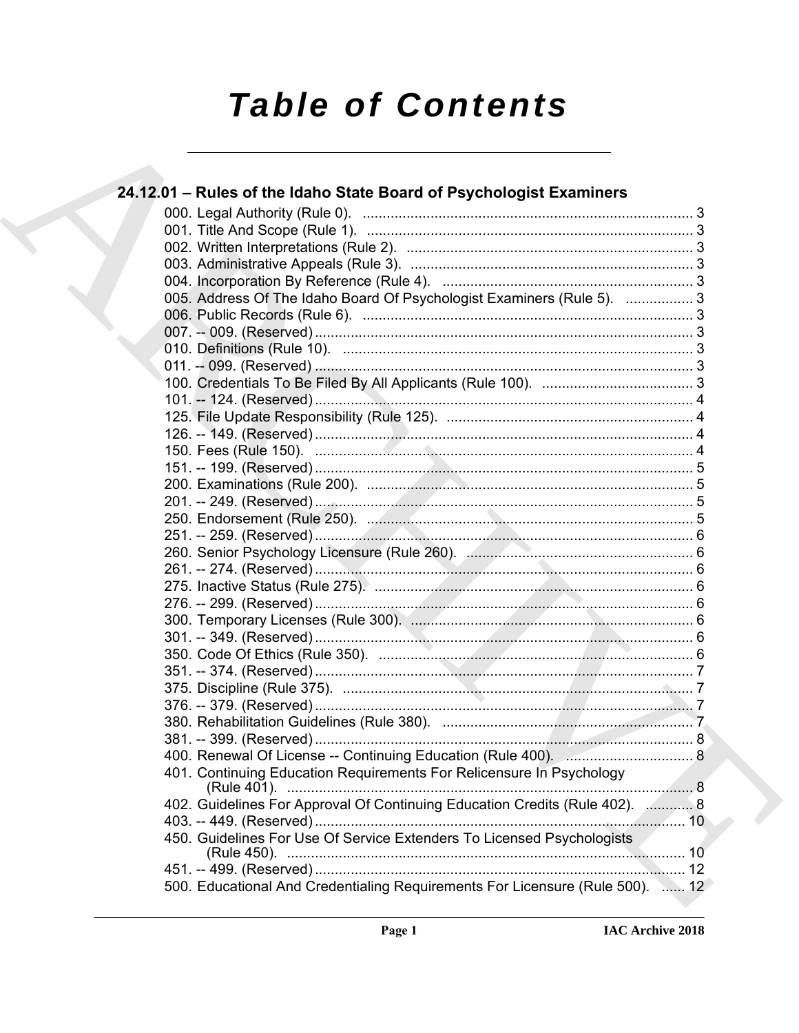# Table of Contents

## 24.12.01 – Rules of the Idaho State Board of Psychologist Examiners

000. Legal Authority (Rule 0). ... 3
001. Title And Scope (Rule 1). ... 3
002. Written Interpretations (Rule 2). ... 3
003. Administrative Appeals (Rule 3). ... 3
004. Incorporation By Reference (Rule 4). ... 3
005. Address Of The Idaho Board Of Psychologist Examiners (Rule 5). ... 3
006. Public Records (Rule 6). ... 3
007. -- 009. (Reserved) ... 3
010. Definitions (Rule 10). ... 3
011. -- 099. (Reserved) ... 3
100. Credentials To Be Filed By All Applicants (Rule 100). ... 3
101. -- 124. (Reserved) ... 4
125. File Update Responsibility (Rule 125). ... 4
126. -- 149. (Reserved) ... 4
150. Fees (Rule 150). ... 4
151. -- 199. (Reserved) ... 5
200. Examinations (Rule 200). ... 5
201. -- 249. (Reserved) ... 5
250. Endorsement (Rule 250). ... 5
251. -- 259. (Reserved) ... 6
260. Senior Psychology Licensure (Rule 260). ... 6
261. -- 274. (Reserved) ... 6
275. Inactive Status (Rule 275). ... 6
276. -- 299. (Reserved) ... 6
300. Temporary Licenses (Rule 300). ... 6
301. -- 349. (Reserved) ... 6
350. Code Of Ethics (Rule 350). ... 6
351. -- 374. (Reserved) ... 7
375. Discipline (Rule 375). ... 7
376. -- 379. (Reserved) ... 7
380. Rehabilitation Guidelines (Rule 380). ... 7
381. -- 399. (Reserved) ... 8
400. Renewal Of License -- Continuing Education (Rule 400). ... 8
401. Continuing Education Requirements For Relicensure In Psychology (Rule 401). ... 8
402. Guidelines For Approval Of Continuing Education Credits (Rule 402). ... 8
403. -- 449. (Reserved) ... 10
450. Guidelines For Use Of Service Extenders To Licensed Psychologists (Rule 450). ... 10
451. -- 499. (Reserved) ... 12
500. Educational And Credentialing Requirements For Licensure (Rule 500). ... 12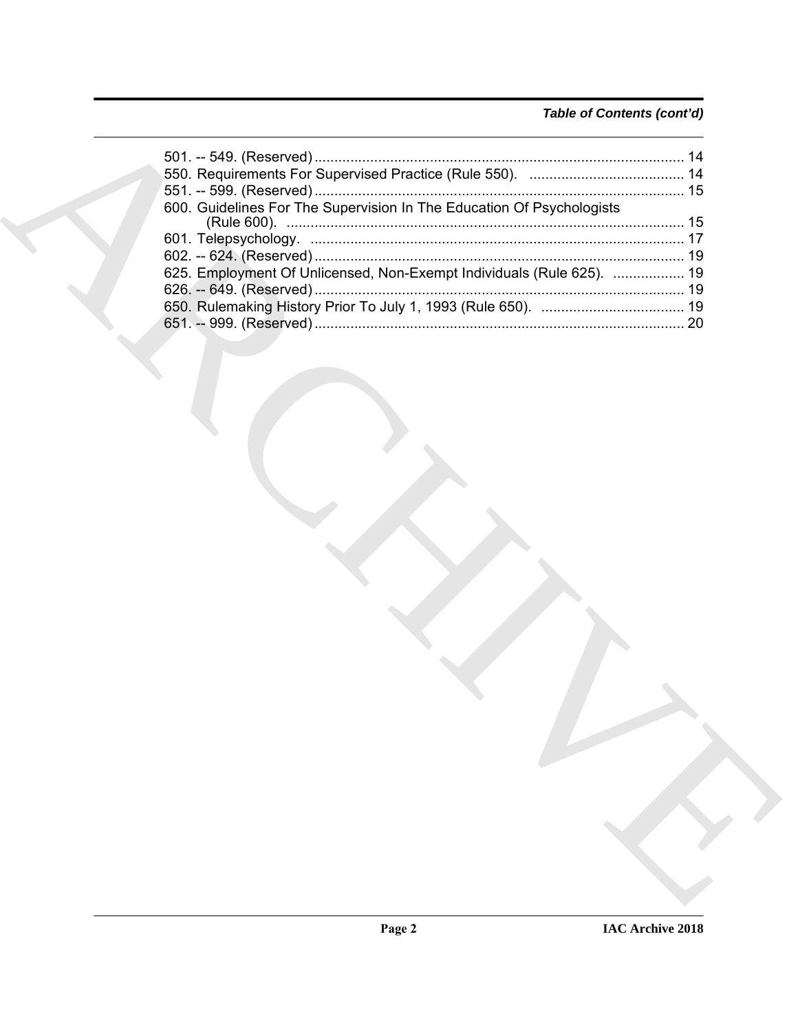*Table of Contents (cont'd)*

501. -- 549. (Reserved) ............................................................................................ 14
550. Requirements For Supervised Practice (Rule 550). ....................................... 14
551. -- 599. (Reserved) ............................................................................................ 15
600. Guidelines For The Supervision In The Education Of Psychologists (Rule 600). ................................................................................................... 15
601. Telepsychology. ............................................................................................. 17
602. -- 624. (Reserved) ............................................................................................ 19
625. Employment Of Unlicensed, Non-Exempt Individuals (Rule 625). .................. 19
626. -- 649. (Reserved) ............................................................................................ 19
650. Rulemaking History Prior To July 1, 1993 (Rule 650). .................................... 19
651. -- 999. (Reserved) ............................................................................................ 20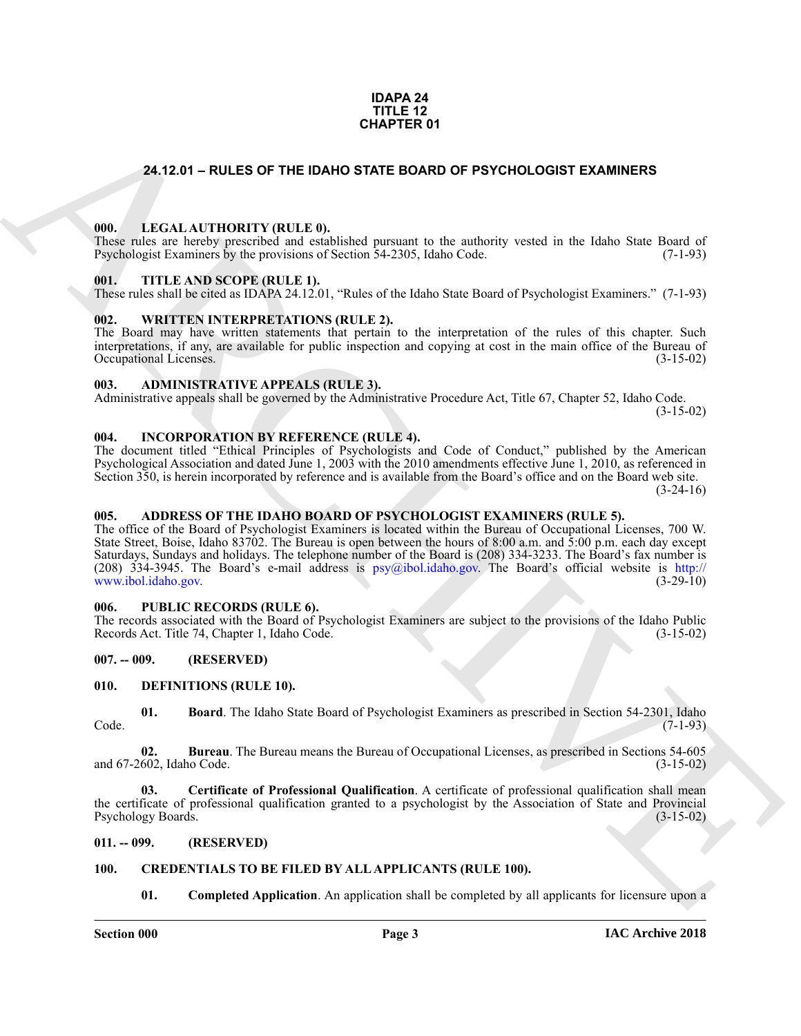**IDAPA 24**
**TITLE 12**
**CHAPTER 01**

# 24.12.01 – RULES OF THE IDAHO STATE BOARD OF PSYCHOLOGIST EXAMINERS

### 000. LEGAL AUTHORITY (RULE 0).

These rules are hereby prescribed and established pursuant to the authority vested in the Idaho State Board of Psychologist Examiners by the provisions of Section 54-2305, Idaho Code. (7-1-93)

### 001. TITLE AND SCOPE (RULE 1).

These rules shall be cited as IDAPA 24.12.01, "Rules of the Idaho State Board of Psychologist Examiners." (7-1-93)

### 002. WRITTEN INTERPRETATIONS (RULE 2).

The Board may have written statements that pertain to the interpretation of the rules of this chapter. Such interpretations, if any, are available for public inspection and copying at cost in the main office of the Bureau of Occupational Licenses. (3-15-02)

### 003. ADMINISTRATIVE APPEALS (RULE 3).

Administrative appeals shall be governed by the Administrative Procedure Act, Title 67, Chapter 52, Idaho Code. (3-15-02)

### 004. INCORPORATION BY REFERENCE (RULE 4).

The document titled "Ethical Principles of Psychologists and Code of Conduct," published by the American Psychological Association and dated June 1, 2003 with the 2010 amendments effective June 1, 2010, as referenced in Section 350, is herein incorporated by reference and is available from the Board's office and on the Board web site. (3-24-16)

### 005. ADDRESS OF THE IDAHO BOARD OF PSYCHOLOGIST EXAMINERS (RULE 5).

The office of the Board of Psychologist Examiners is located within the Bureau of Occupational Licenses, 700 W. State Street, Boise, Idaho 83702. The Bureau is open between the hours of 8:00 a.m. and 5:00 p.m. each day except Saturdays, Sundays and holidays. The telephone number of the Board is (208) 334-3233. The Board's fax number is (208) 334-3945. The Board's e-mail address is psy@ibol.idaho.gov. The Board's official website is http://www.ibol.idaho.gov. (3-29-10)

### 006. PUBLIC RECORDS (RULE 6).

The records associated with the Board of Psychologist Examiners are subject to the provisions of the Idaho Public Records Act. Title 74, Chapter 1, Idaho Code. (3-15-02)

### 007. -- 009. (RESERVED)

### 010. DEFINITIONS (RULE 10).

**01. Board**. The Idaho State Board of Psychologist Examiners as prescribed in Section 54-2301, Idaho Code. (7-1-93)

**02. Bureau**. The Bureau means the Bureau of Occupational Licenses, as prescribed in Sections 54-605 and 67-2602, Idaho Code. (3-15-02)

**03. Certificate of Professional Qualification**. A certificate of professional qualification shall mean the certificate of professional qualification granted to a psychologist by the Association of State and Provincial Psychology Boards. (3-15-02)

### 011. -- 099. (RESERVED)

### 100. CREDENTIALS TO BE FILED BY ALL APPLICANTS (RULE 100).

**01. Completed Application**. An application shall be completed by all applicants for licensure upon a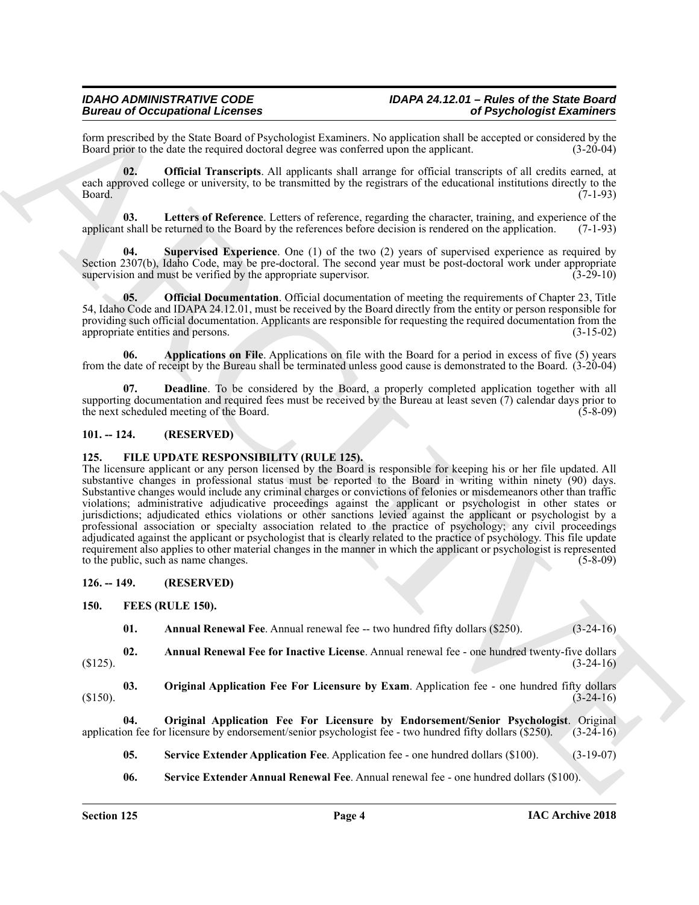form prescribed by the State Board of Psychologist Examiners. No application shall be accepted or considered by the Board prior to the date the required doctoral degree was conferred upon the applicant. (3-20-04)

**02. Official Transcripts**. All applicants shall arrange for official transcripts of all credits earned, at each approved college or university, to be transmitted by the registrars of the educational institutions directly to the Board. (7-1-93)

**03. Letters of Reference**. Letters of reference, regarding the character, training, and experience of the applicant shall be returned to the Board by the references before decision is rendered on the application. (7-1-93)

**04. Supervised Experience**. One (1) of the two (2) years of supervised experience as required by Section 2307(b), Idaho Code, may be pre-doctoral. The second year must be post-doctoral work under appropriate supervision and must be verified by the appropriate supervisor. (3-29-10)

**05. Official Documentation**. Official documentation of meeting the requirements of Chapter 23, Title 54, Idaho Code and IDAPA 24.12.01, must be received by the Board directly from the entity or person responsible for providing such official documentation. Applicants are responsible for requesting the required documentation from the appropriate entities and persons. (3-15-02)

**06. Applications on File**. Applications on file with the Board for a period in excess of five (5) years from the date of receipt by the Bureau shall be terminated unless good cause is demonstrated to the Board. (3-20-04)

**07. Deadline**. To be considered by the Board, a properly completed application together with all supporting documentation and required fees must be received by the Bureau at least seven (7) calendar days prior to the next scheduled meeting of the Board. (5-8-09)

## 101. -- 124. (RESERVED)

## 125. FILE UPDATE RESPONSIBILITY (RULE 125).

The licensure applicant or any person licensed by the Board is responsible for keeping his or her file updated. All substantive changes in professional status must be reported to the Board in writing within ninety (90) days. Substantive changes would include any criminal charges or convictions of felonies or misdemeanors other than traffic violations; administrative adjudicative proceedings against the applicant or psychologist in other states or jurisdictions; adjudicated ethics violations or other sanctions levied against the applicant or psychologist by a professional association or specialty association related to the practice of psychology; any civil proceedings adjudicated against the applicant or psychologist that is clearly related to the practice of psychology. This file update requirement also applies to other material changes in the manner in which the applicant or psychologist is represented to the public, such as name changes. (5-8-09)

## 126. -- 149. (RESERVED)

## 150. FEES (RULE 150).

**01. Annual Renewal Fee**. Annual renewal fee -- two hundred fifty dollars ($250). (3-24-16)

**02. Annual Renewal Fee for Inactive License**. Annual renewal fee - one hundred twenty-five dollars ($125). (3-24-16)

**03. Original Application Fee For Licensure by Exam**. Application fee - one hundred fifty dollars ($150). (3-24-16)

**04. Original Application Fee For Licensure by Endorsement/Senior Psychologist**. Original application fee for licensure by endorsement/senior psychologist fee - two hundred fifty dollars ($250). (3-24-16)

**05. Service Extender Application Fee**. Application fee - one hundred dollars ($100). (3-19-07)

**06. Service Extender Annual Renewal Fee**. Annual renewal fee - one hundred dollars ($100).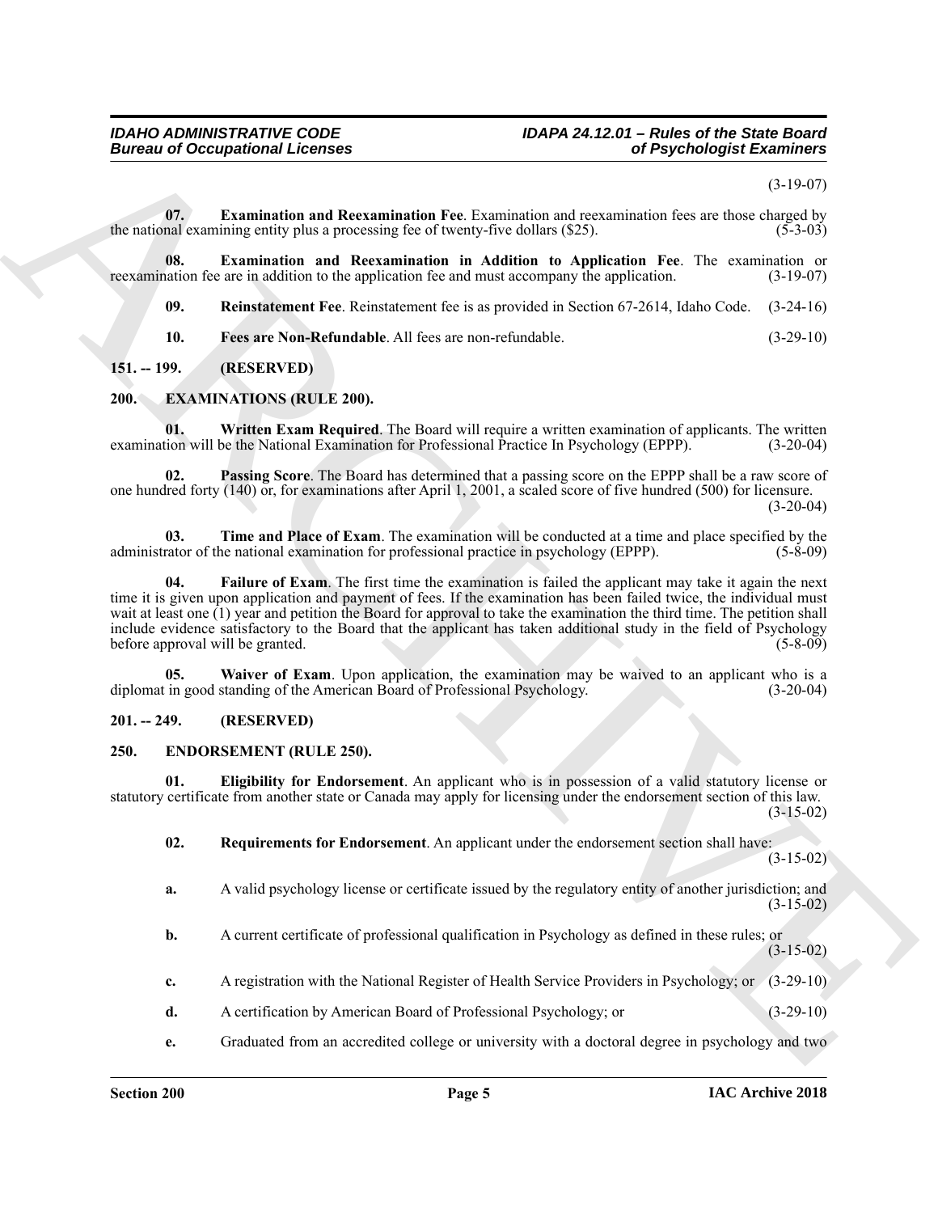(3-19-07)

**07. Examination and Reexamination Fee**. Examination and reexamination fees are those charged by the national examining entity plus a processing fee of twenty-five dollars ($25). (5-3-03)

**08. Examination and Reexamination in Addition to Application Fee**. The examination or reexamination fee are in addition to the application fee and must accompany the application. (3-19-07)

**09. Reinstatement Fee**. Reinstatement fee is as provided in Section 67-2614, Idaho Code. (3-24-16)

**10. Fees are Non-Refundable**. All fees are non-refundable. (3-29-10)

## 151. -- 199. (RESERVED)

## 200. EXAMINATIONS (RULE 200).

**01. Written Exam Required**. The Board will require a written examination of applicants. The written examination will be the National Examination for Professional Practice In Psychology (EPPP). (3-20-04)

**02. Passing Score**. The Board has determined that a passing score on the EPPP shall be a raw score of one hundred forty (140) or, for examinations after April 1, 2001, a scaled score of five hundred (500) for licensure. (3-20-04)

**03. Time and Place of Exam**. The examination will be conducted at a time and place specified by the administrator of the national examination for professional practice in psychology (EPPP). (5-8-09)

**04. Failure of Exam**. The first time the examination is failed the applicant may take it again the next time it is given upon application and payment of fees. If the examination has been failed twice, the individual must wait at least one (1) year and petition the Board for approval to take the examination the third time. The petition shall include evidence satisfactory to the Board that the applicant has taken additional study in the field of Psychology before approval will be granted. (5-8-09)

**05. Waiver of Exam**. Upon application, the examination may be waived to an applicant who is a diplomat in good standing of the American Board of Professional Psychology. (3-20-04)

## 201. -- 249. (RESERVED)

## 250. ENDORSEMENT (RULE 250).

**01. Eligibility for Endorsement**. An applicant who is in possession of a valid statutory license or statutory certificate from another state or Canada may apply for licensing under the endorsement section of this law. (3-15-02)

**02. Requirements for Endorsement**. An applicant under the endorsement section shall have: (3-15-02)

**a.** A valid psychology license or certificate issued by the regulatory entity of another jurisdiction; and (3-15-02)

**b.** A current certificate of professional qualification in Psychology as defined in these rules; or (3-15-02)

**c.** A registration with the National Register of Health Service Providers in Psychology; or (3-29-10)

**d.** A certification by American Board of Professional Psychology; or (3-29-10)

**e.** Graduated from an accredited college or university with a doctoral degree in psychology and two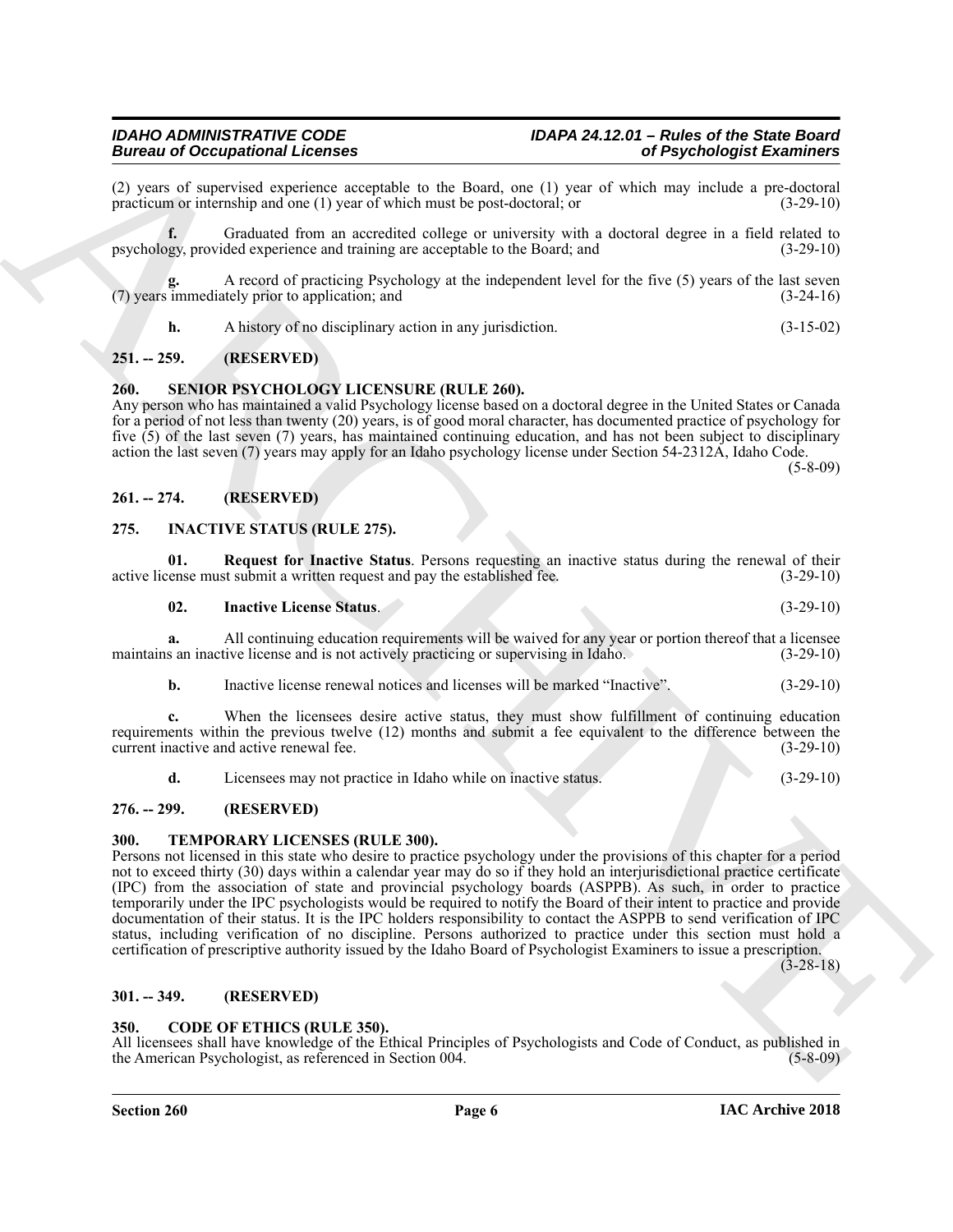(2) years of supervised experience acceptable to the Board, one (1) year of which may include a pre-doctoral practicum or internship and one (1) year of which must be post-doctoral; or (3-29-10)

**f.** Graduated from an accredited college or university with a doctoral degree in a field related to psychology, provided experience and training are acceptable to the Board; and (3-29-10)

**g.** A record of practicing Psychology at the independent level for the five (5) years of the last seven (7) years immediately prior to application; and (3-24-16)

**h.** A history of no disciplinary action in any jurisdiction. (3-15-02)

## 251. -- 259. (RESERVED)

## 260. SENIOR PSYCHOLOGY LICENSURE (RULE 260).

Any person who has maintained a valid Psychology license based on a doctoral degree in the United States or Canada for a period of not less than twenty (20) years, is of good moral character, has documented practice of psychology for five (5) of the last seven (7) years, has maintained continuing education, and has not been subject to disciplinary action the last seven (7) years may apply for an Idaho psychology license under Section 54-2312A, Idaho Code. (5-8-09)

## 261. -- 274. (RESERVED)

## 275. INACTIVE STATUS (RULE 275).

**01. Request for Inactive Status**. Persons requesting an inactive status during the renewal of their active license must submit a written request and pay the established fee. (3-29-10)

**02. Inactive License Status**. (3-29-10)

**a.** All continuing education requirements will be waived for any year or portion thereof that a licensee maintains an inactive license and is not actively practicing or supervising in Idaho. (3-29-10)

**b.** Inactive license renewal notices and licenses will be marked "Inactive". (3-29-10)

**c.** When the licensees desire active status, they must show fulfillment of continuing education requirements within the previous twelve (12) months and submit a fee equivalent to the difference between the current inactive and active renewal fee. (3-29-10)

**d.** Licensees may not practice in Idaho while on inactive status. (3-29-10)

## 276. -- 299. (RESERVED)

## 300. TEMPORARY LICENSES (RULE 300).

Persons not licensed in this state who desire to practice psychology under the provisions of this chapter for a period not to exceed thirty (30) days within a calendar year may do so if they hold an interjurisdictional practice certificate (IPC) from the association of state and provincial psychology boards (ASPPB). As such, in order to practice temporarily under the IPC psychologists would be required to notify the Board of their intent to practice and provide documentation of their status. It is the IPC holders responsibility to contact the ASPPB to send verification of IPC status, including verification of no discipline. Persons authorized to practice under this section must hold a certification of prescriptive authority issued by the Idaho Board of Psychologist Examiners to issue a prescription. (3-28-18)

## 301. -- 349. (RESERVED)

## 350. CODE OF ETHICS (RULE 350).

All licensees shall have knowledge of the Ethical Principles of Psychologists and Code of Conduct, as published in the American Psychologist, as referenced in Section 004. (5-8-09)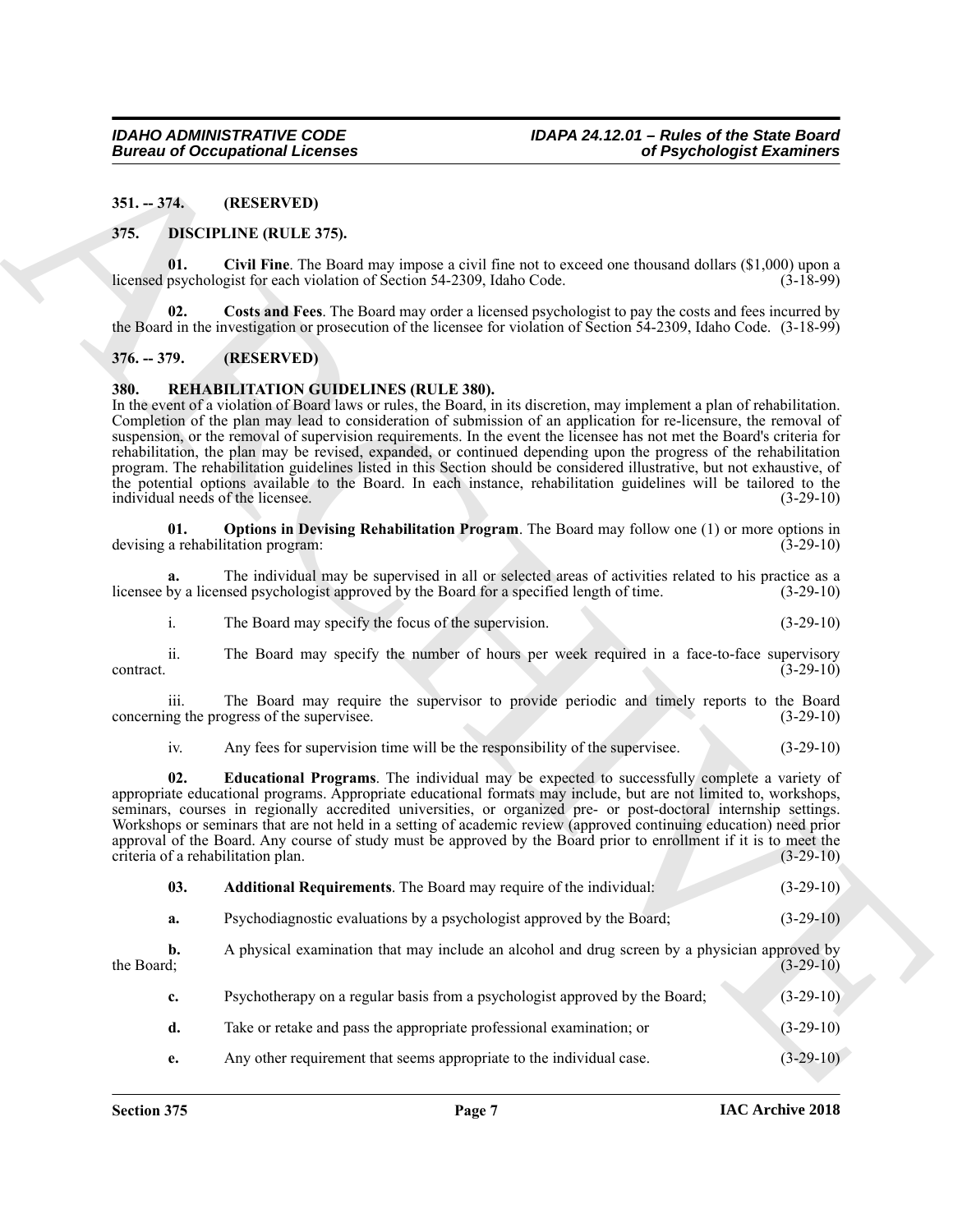## 351. -- 374. (RESERVED)

## 375. DISCIPLINE (RULE 375).

**01. Civil Fine**. The Board may impose a civil fine not to exceed one thousand dollars ($1,000) upon a licensed psychologist for each violation of Section 54-2309, Idaho Code. (3-18-99)

**02. Costs and Fees**. The Board may order a licensed psychologist to pay the costs and fees incurred by the Board in the investigation or prosecution of the licensee for violation of Section 54-2309, Idaho Code. (3-18-99)

## 376. -- 379. (RESERVED)

## 380. REHABILITATION GUIDELINES (RULE 380).

In the event of a violation of Board laws or rules, the Board, in its discretion, may implement a plan of rehabilitation. Completion of the plan may lead to consideration of submission of an application for re-licensure, the removal of suspension, or the removal of supervision requirements. In the event the licensee has not met the Board's criteria for rehabilitation, the plan may be revised, expanded, or continued depending upon the progress of the rehabilitation program. The rehabilitation guidelines listed in this Section should be considered illustrative, but not exhaustive, of the potential options available to the Board. In each instance, rehabilitation guidelines will be tailored to the individual needs of the licensee. (3-29-10)

**01. Options in Devising Rehabilitation Program**. The Board may follow one (1) or more options in devising a rehabilitation program: (3-29-10)

**a.** The individual may be supervised in all or selected areas of activities related to his practice as a licensee by a licensed psychologist approved by the Board for a specified length of time. (3-29-10)

i. The Board may specify the focus of the supervision. (3-29-10)

ii. The Board may specify the number of hours per week required in a face-to-face supervisory contract. (3-29-10)

iii. The Board may require the supervisor to provide periodic and timely reports to the Board concerning the progress of the supervisee. (3-29-10)

iv. Any fees for supervision time will be the responsibility of the supervisee. (3-29-10)

**02. Educational Programs**. The individual may be expected to successfully complete a variety of appropriate educational programs. Appropriate educational formats may include, but are not limited to, workshops, seminars, courses in regionally accredited universities, or organized pre- or post-doctoral internship settings. Workshops or seminars that are not held in a setting of academic review (approved continuing education) need prior approval of the Board. Any course of study must be approved by the Board prior to enrollment if it is to meet the criteria of a rehabilitation plan. (3-29-10)

**03. Additional Requirements**. The Board may require of the individual: (3-29-10)

**a.** Psychodiagnostic evaluations by a psychologist approved by the Board; (3-29-10)

**b.** A physical examination that may include an alcohol and drug screen by a physician approved by the Board; (3-29-10)

**c.** Psychotherapy on a regular basis from a psychologist approved by the Board; (3-29-10)

**d.** Take or retake and pass the appropriate professional examination; or (3-29-10)

**e.** Any other requirement that seems appropriate to the individual case. (3-29-10)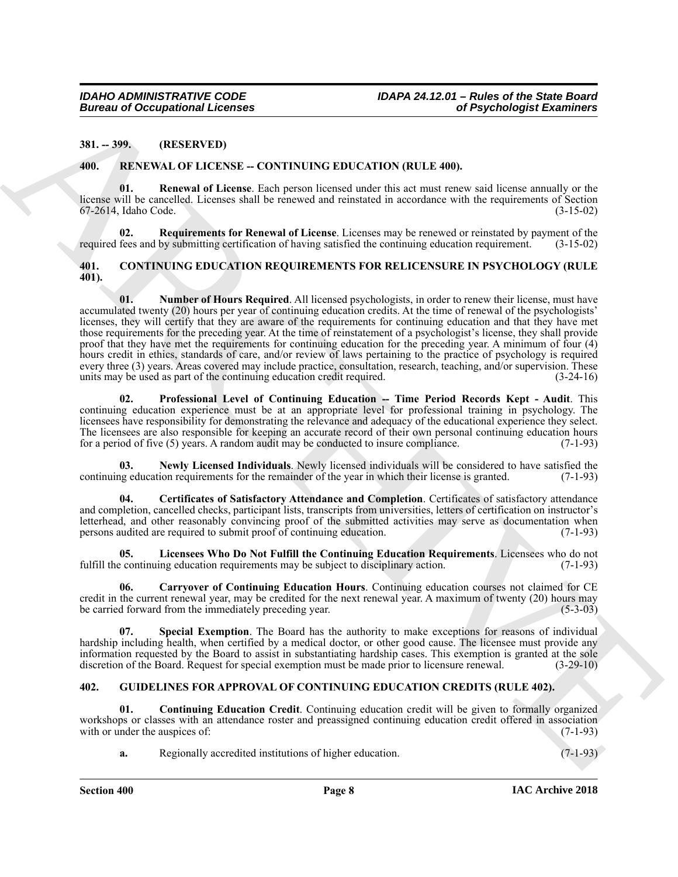**381. -- 399. (RESERVED)**

**400. RENEWAL OF LICENSE -- CONTINUING EDUCATION (RULE 400).**

**01. Renewal of License**. Each person licensed under this act must renew said license annually or the license will be cancelled. Licenses shall be renewed and reinstated in accordance with the requirements of Section 67-2614, Idaho Code. (3-15-02)

**02. Requirements for Renewal of License**. Licenses may be renewed or reinstated by payment of the required fees and by submitting certification of having satisfied the continuing education requirement. (3-15-02)

**401. CONTINUING EDUCATION REQUIREMENTS FOR RELICENSURE IN PSYCHOLOGY (RULE 401).**

**01. Number of Hours Required**. All licensed psychologists, in order to renew their license, must have accumulated twenty (20) hours per year of continuing education credits. At the time of renewal of the psychologists' licenses, they will certify that they are aware of the requirements for continuing education and that they have met those requirements for the preceding year. At the time of reinstatement of a psychologist's license, they shall provide proof that they have met the requirements for continuing education for the preceding year. A minimum of four (4) hours credit in ethics, standards of care, and/or review of laws pertaining to the practice of psychology is required every three (3) years. Areas covered may include practice, consultation, research, teaching, and/or supervision. These units may be used as part of the continuing education credit required. (3-24-16)

**02. Professional Level of Continuing Education -- Time Period Records Kept - Audit**. This continuing education experience must be at an appropriate level for professional training in psychology. The licensees have responsibility for demonstrating the relevance and adequacy of the educational experience they select. The licensees are also responsible for keeping an accurate record of their own personal continuing education hours for a period of five (5) years. A random audit may be conducted to insure compliance. (7-1-93)

**03. Newly Licensed Individuals**. Newly licensed individuals will be considered to have satisfied the continuing education requirements for the remainder of the year in which their license is granted. (7-1-93)

**04. Certificates of Satisfactory Attendance and Completion**. Certificates of satisfactory attendance and completion, cancelled checks, participant lists, transcripts from universities, letters of certification on instructor's letterhead, and other reasonably convincing proof of the submitted activities may serve as documentation when persons audited are required to submit proof of continuing education. (7-1-93)

**05. Licensees Who Do Not Fulfill the Continuing Education Requirements**. Licensees who do not fulfill the continuing education requirements may be subject to disciplinary action. (7-1-93)

**06. Carryover of Continuing Education Hours**. Continuing education courses not claimed for CE credit in the current renewal year, may be credited for the next renewal year. A maximum of twenty (20) hours may be carried forward from the immediately preceding year. (5-3-03)

**07. Special Exemption**. The Board has the authority to make exceptions for reasons of individual hardship including health, when certified by a medical doctor, or other good cause. The licensee must provide any information requested by the Board to assist in substantiating hardship cases. This exemption is granted at the sole discretion of the Board. Request for special exemption must be made prior to licensure renewal. (3-29-10)

**402. GUIDELINES FOR APPROVAL OF CONTINUING EDUCATION CREDITS (RULE 402).**

**01. Continuing Education Credit**. Continuing education credit will be given to formally organized workshops or classes with an attendance roster and preassigned continuing education credit offered in association with or under the auspices of: (7-1-93)

**a.** Regionally accredited institutions of higher education. (7-1-93)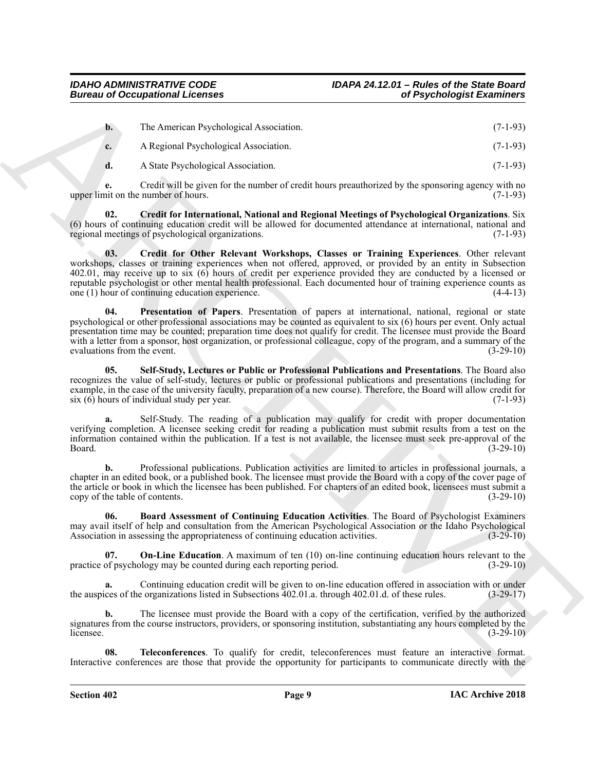**b.** The American Psychological Association. (7-1-93)

**c.** A Regional Psychological Association. (7-1-93)

**d.** A State Psychological Association. (7-1-93)

**e.** Credit will be given for the number of credit hours preauthorized by the sponsoring agency with no upper limit on the number of hours. (7-1-93)

**02. Credit for International, National and Regional Meetings of Psychological Organizations**. Six (6) hours of continuing education credit will be allowed for documented attendance at international, national and regional meetings of psychological organizations. (7-1-93)

**03. Credit for Other Relevant Workshops, Classes or Training Experiences**. Other relevant workshops, classes or training experiences when not offered, approved, or provided by an entity in Subsection 402.01, may receive up to six (6) hours of credit per experience provided they are conducted by a licensed or reputable psychologist or other mental health professional. Each documented hour of training experience counts as one (1) hour of continuing education experience. (4-4-13)

**04. Presentation of Papers**. Presentation of papers at international, national, regional or state psychological or other professional associations may be counted as equivalent to six (6) hours per event. Only actual presentation time may be counted; preparation time does not qualify for credit. The licensee must provide the Board with a letter from a sponsor, host organization, or professional colleague, copy of the program, and a summary of the evaluations from the event. (3-29-10)

**05. Self-Study, Lectures or Public or Professional Publications and Presentations**. The Board also recognizes the value of self-study, lectures or public or professional publications and presentations (including for example, in the case of the university faculty, preparation of a new course). Therefore, the Board will allow credit for six (6) hours of individual study per year. (7-1-93)

**a.** Self-Study. The reading of a publication may qualify for credit with proper documentation verifying completion. A licensee seeking credit for reading a publication must submit results from a test on the information contained within the publication. If a test is not available, the licensee must seek pre-approval of the Board. (3-29-10)

**b.** Professional publications. Publication activities are limited to articles in professional journals, a chapter in an edited book, or a published book. The licensee must provide the Board with a copy of the cover page of the article or book in which the licensee has been published. For chapters of an edited book, licensees must submit a copy of the table of contents. (3-29-10)

**06. Board Assessment of Continuing Education Activities**. The Board of Psychologist Examiners may avail itself of help and consultation from the American Psychological Association or the Idaho Psychological Association in assessing the appropriateness of continuing education activities. (3-29-10)

**07. On-Line Education**. A maximum of ten (10) on-line continuing education hours relevant to the practice of psychology may be counted during each reporting period. (3-29-10)

**a.** Continuing education credit will be given to on-line education offered in association with or under the auspices of the organizations listed in Subsections 402.01.a. through 402.01.d. of these rules. (3-29-17)

**b.** The licensee must provide the Board with a copy of the certification, verified by the authorized signatures from the course instructors, providers, or sponsoring institution, substantiating any hours completed by the licensee. (3-29-10)

**08. Teleconferences**. To qualify for credit, teleconferences must feature an interactive format. Interactive conferences are those that provide the opportunity for participants to communicate directly with the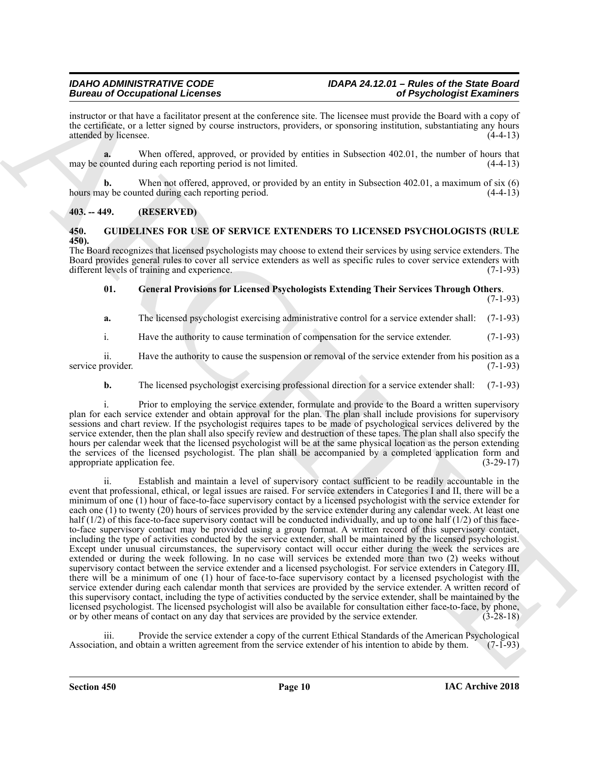instructor or that have a facilitator present at the conference site. The licensee must provide the Board with a copy of the certificate, or a letter signed by course instructors, providers, or sponsoring institution, substantiating any hours attended by licensee. (4-4-13)

**a.** When offered, approved, or provided by entities in Subsection 402.01, the number of hours that may be counted during each reporting period is not limited. (4-4-13)

**b.** When not offered, approved, or provided by an entity in Subsection 402.01, a maximum of six (6) hours may be counted during each reporting period. (4-4-13)

### 403. -- 449. (RESERVED)

### 450. GUIDELINES FOR USE OF SERVICE EXTENDERS TO LICENSED PSYCHOLOGISTS (RULE 450).

The Board recognizes that licensed psychologists may choose to extend their services by using service extenders. The Board provides general rules to cover all service extenders as well as specific rules to cover service extenders with different levels of training and experience. (7-1-93)

**01. General Provisions for Licensed Psychologists Extending Their Services Through Others**. (7-1-93)

**a.** The licensed psychologist exercising administrative control for a service extender shall: (7-1-93)

i. Have the authority to cause termination of compensation for the service extender. (7-1-93)

ii. Have the authority to cause the suspension or removal of the service extender from his position as a service provider. (7-1-93)

**b.** The licensed psychologist exercising professional direction for a service extender shall: (7-1-93)

i. Prior to employing the service extender, formulate and provide to the Board a written supervisory plan for each service extender and obtain approval for the plan. The plan shall include provisions for supervisory sessions and chart review. If the psychologist requires tapes to be made of psychological services delivered by the service extender, then the plan shall also specify review and destruction of these tapes. The plan shall also specify the hours per calendar week that the licensed psychologist will be at the same physical location as the person extending the services of the licensed psychologist. The plan shall be accompanied by a completed application form and appropriate application fee. (3-29-17)

ii. Establish and maintain a level of supervisory contact sufficient to be readily accountable in the event that professional, ethical, or legal issues are raised. For service extenders in Categories I and II, there will be a minimum of one (1) hour of face-to-face supervisory contact by a licensed psychologist with the service extender for each one (1) to twenty (20) hours of services provided by the service extender during any calendar week. At least one half (1/2) of this face-to-face supervisory contact will be conducted individually, and up to one half (1/2) of this face-to-face supervisory contact may be provided using a group format. A written record of this supervisory contact, including the type of activities conducted by the service extender, shall be maintained by the licensed psychologist. Except under unusual circumstances, the supervisory contact will occur either during the week the services are extended or during the week following. In no case will services be extended more than two (2) weeks without supervisory contact between the service extender and a licensed psychologist. For service extenders in Category III, there will be a minimum of one (1) hour of face-to-face supervisory contact by a licensed psychologist with the service extender during each calendar month that services are provided by the service extender. A written record of this supervisory contact, including the type of activities conducted by the service extender, shall be maintained by the licensed psychologist. The licensed psychologist will also be available for consultation either face-to-face, by phone, or by other means of contact on any day that services are provided by the service extender. (3-28-18)

iii. Provide the service extender a copy of the current Ethical Standards of the American Psychological Association, and obtain a written agreement from the service extender of his intention to abide by them. (7-1-93)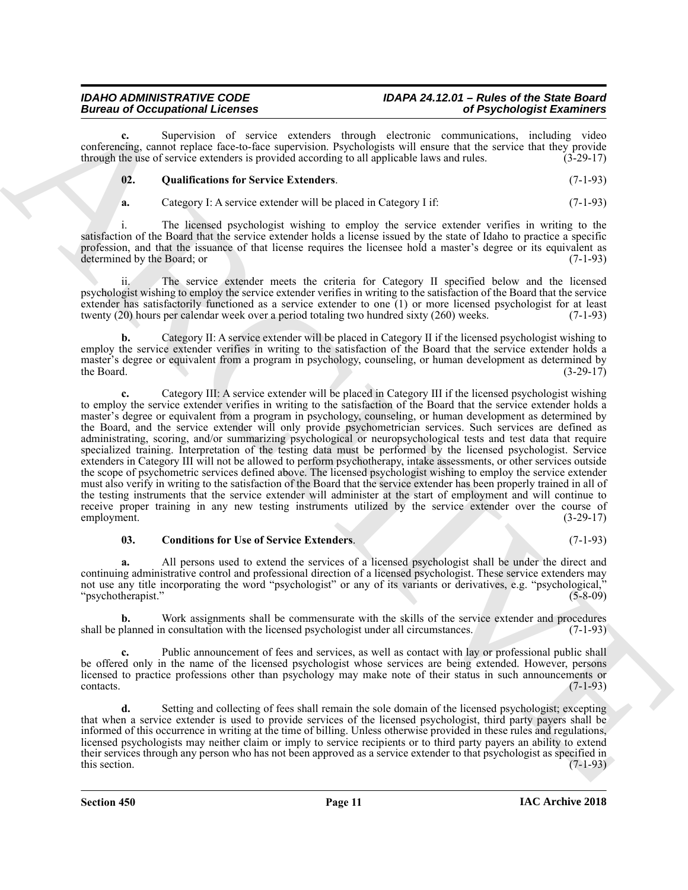**c.** Supervision of service extenders through electronic communications, including video conferencing, cannot replace face-to-face supervision. Psychologists will ensure that the service that they provide through the use of service extenders is provided according to all applicable laws and rules. (3-29-17)

**02. Qualifications for Service Extenders**. (7-1-93)

**a.** Category I: A service extender will be placed in Category I if: (7-1-93)

i. The licensed psychologist wishing to employ the service extender verifies in writing to the satisfaction of the Board that the service extender holds a license issued by the state of Idaho to practice a specific profession, and that the issuance of that license requires the licensee hold a master's degree or its equivalent as determined by the Board; or (7-1-93)

ii. The service extender meets the criteria for Category II specified below and the licensed psychologist wishing to employ the service extender verifies in writing to the satisfaction of the Board that the service extender has satisfactorily functioned as a service extender to one (1) or more licensed psychologist for at least twenty (20) hours per calendar week over a period totaling two hundred sixty (260) weeks. (7-1-93)

**b.** Category II: A service extender will be placed in Category II if the licensed psychologist wishing to employ the service extender verifies in writing to the satisfaction of the Board that the service extender holds a master's degree or equivalent from a program in psychology, counseling, or human development as determined by the Board. (3-29-17)

**c.** Category III: A service extender will be placed in Category III if the licensed psychologist wishing to employ the service extender verifies in writing to the satisfaction of the Board that the service extender holds a master's degree or equivalent from a program in psychology, counseling, or human development as determined by the Board, and the service extender will only provide psychometrician services. Such services are defined as administrating, scoring, and/or summarizing psychological or neuropsychological tests and test data that require specialized training. Interpretation of the testing data must be performed by the licensed psychologist. Service extenders in Category III will not be allowed to perform psychotherapy, intake assessments, or other services outside the scope of psychometric services defined above. The licensed psychologist wishing to employ the service extender must also verify in writing to the satisfaction of the Board that the service extender has been properly trained in all of the testing instruments that the service extender will administer at the start of employment and will continue to receive proper training in any new testing instruments utilized by the service extender over the course of employment. (3-29-17)

**03. Conditions for Use of Service Extenders**. (7-1-93)

**a.** All persons used to extend the services of a licensed psychologist shall be under the direct and continuing administrative control and professional direction of a licensed psychologist. These service extenders may not use any title incorporating the word "psychologist" or any of its variants or derivatives, e.g. "psychological," "psychotherapist." (5-8-09)

**b.** Work assignments shall be commensurate with the skills of the service extender and procedures shall be planned in consultation with the licensed psychologist under all circumstances. (7-1-93)

**c.** Public announcement of fees and services, as well as contact with lay or professional public shall be offered only in the name of the licensed psychologist whose services are being extended. However, persons licensed to practice professions other than psychology may make note of their status in such announcements or contacts. (7-1-93)

**d.** Setting and collecting of fees shall remain the sole domain of the licensed psychologist; excepting that when a service extender is used to provide services of the licensed psychologist, third party payers shall be informed of this occurrence in writing at the time of billing. Unless otherwise provided in these rules and regulations, licensed psychologists may neither claim or imply to service recipients or to third party payers an ability to extend their services through any person who has not been approved as a service extender to that psychologist as specified in this section. (7-1-93)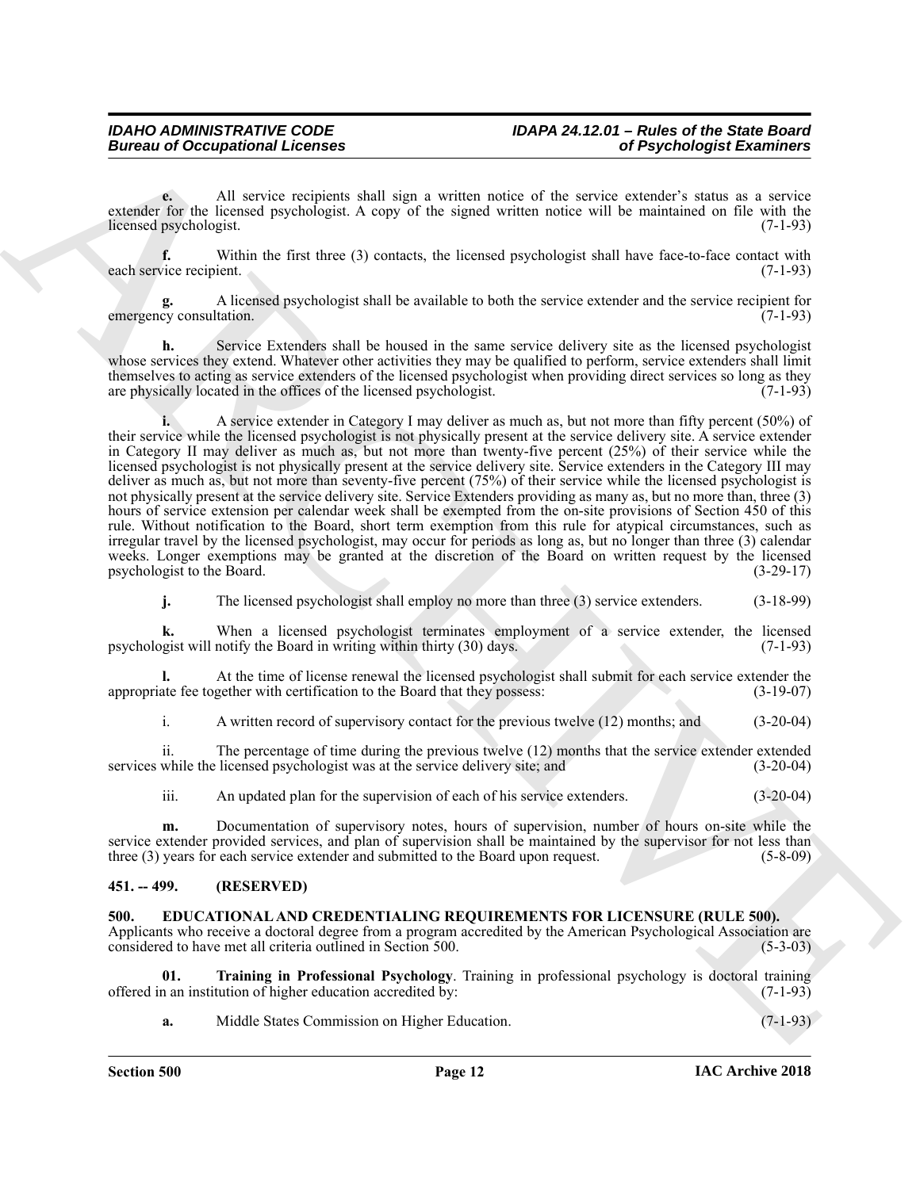**e.** All service recipients shall sign a written notice of the service extender's status as a service extender for the licensed psychologist. A copy of the signed written notice will be maintained on file with the licensed psychologist. (7-1-93)

**f.** Within the first three (3) contacts, the licensed psychologist shall have face-to-face contact with each service recipient. (7-1-93)

**g.** A licensed psychologist shall be available to both the service extender and the service recipient for emergency consultation. (7-1-93)

**h.** Service Extenders shall be housed in the same service delivery site as the licensed psychologist whose services they extend. Whatever other activities they may be qualified to perform, service extenders shall limit themselves to acting as service extenders of the licensed psychologist when providing direct services so long as they are physically located in the offices of the licensed psychologist. (7-1-93)

**i.** A service extender in Category I may deliver as much as, but not more than fifty percent (50%) of their service while the licensed psychologist is not physically present at the service delivery site. A service extender in Category II may deliver as much as, but not more than twenty-five percent (25%) of their service while the licensed psychologist is not physically present at the service delivery site. Service extenders in the Category III may deliver as much as, but not more than seventy-five percent (75%) of their service while the licensed psychologist is not physically present at the service delivery site. Service Extenders providing as many as, but no more than, three (3) hours of service extension per calendar week shall be exempted from the on-site provisions of Section 450 of this rule. Without notification to the Board, short term exemption from this rule for atypical circumstances, such as irregular travel by the licensed psychologist, may occur for periods as long as, but no longer than three (3) calendar weeks. Longer exemptions may be granted at the discretion of the Board on written request by the licensed psychologist to the Board. (3-29-17)

**j.** The licensed psychologist shall employ no more than three (3) service extenders. (3-18-99)

**k.** When a licensed psychologist terminates employment of a service extender, the licensed psychologist will notify the Board in writing within thirty (30) days. (7-1-93)

**l.** At the time of license renewal the licensed psychologist shall submit for each service extender the appropriate fee together with certification to the Board that they possess: (3-19-07)

i. A written record of supervisory contact for the previous twelve (12) months; and (3-20-04)

ii. The percentage of time during the previous twelve (12) months that the service extender extended services while the licensed psychologist was at the service delivery site; and (3-20-04)

iii. An updated plan for the supervision of each of his service extenders. (3-20-04)

**m.** Documentation of supervisory notes, hours of supervision, number of hours on-site while the service extender provided services, and plan of supervision shall be maintained by the supervisor for not less than three (3) years for each service extender and submitted to the Board upon request. (5-8-09)

### 451. -- 499. (RESERVED)

### 500. EDUCATIONAL AND CREDENTIALING REQUIREMENTS FOR LICENSURE (RULE 500).

Applicants who receive a doctoral degree from a program accredited by the American Psychological Association are considered to have met all criteria outlined in Section 500. (5-3-03)

**01. Training in Professional Psychology**. Training in professional psychology is doctoral training offered in an institution of higher education accredited by: (7-1-93)

**a.** Middle States Commission on Higher Education. (7-1-93)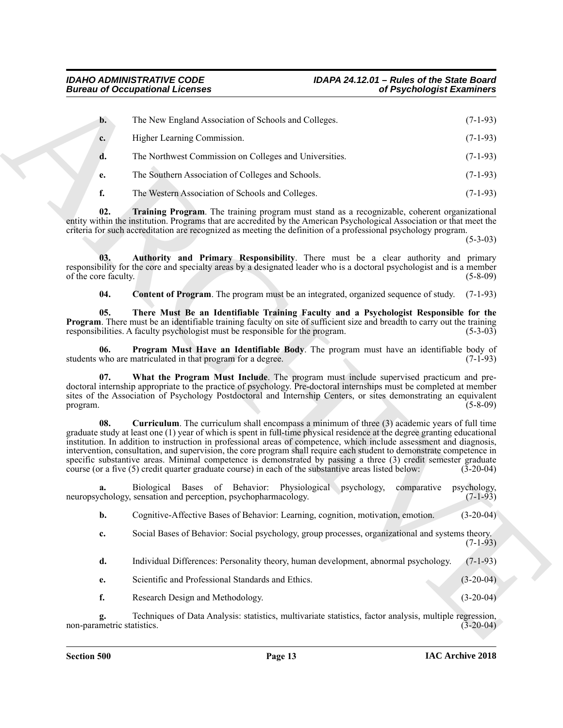**b.** The New England Association of Schools and Colleges. (7-1-93)

**c.** Higher Learning Commission. (7-1-93)

**d.** The Northwest Commission on Colleges and Universities. (7-1-93)

**e.** The Southern Association of Colleges and Schools. (7-1-93)

**f.** The Western Association of Schools and Colleges. (7-1-93)

**02. Training Program**. The training program must stand as a recognizable, coherent organizational entity within the institution. Programs that are accredited by the American Psychological Association or that meet the criteria for such accreditation are recognized as meeting the definition of a professional psychology program. (5-3-03)

**03. Authority and Primary Responsibility**. There must be a clear authority and primary responsibility for the core and specialty areas by a designated leader who is a doctoral psychologist and is a member of the core faculty. (5-8-09)

**04. Content of Program**. The program must be an integrated, organized sequence of study. (7-1-93)

**05. There Must Be an Identifiable Training Faculty and a Psychologist Responsible for the Program**. There must be an identifiable training faculty on site of sufficient size and breadth to carry out the training responsibilities. A faculty psychologist must be responsible for the program. (5-3-03)

**06. Program Must Have an Identifiable Body**. The program must have an identifiable body of students who are matriculated in that program for a degree. (7-1-93)

**07. What the Program Must Include**. The program must include supervised practicum and pre-doctoral internship appropriate to the practice of psychology. Pre-doctoral internships must be completed at member sites of the Association of Psychology Postdoctoral and Internship Centers, or sites demonstrating an equivalent program. (5-8-09)

**08. Curriculum**. The curriculum shall encompass a minimum of three (3) academic years of full time graduate study at least one (1) year of which is spent in full-time physical residence at the degree granting educational institution. In addition to instruction in professional areas of competence, which include assessment and diagnosis, intervention, consultation, and supervision, the core program shall require each student to demonstrate competence in specific substantive areas. Minimal competence is demonstrated by passing a three (3) credit semester graduate course (or a five (5) credit quarter graduate course) in each of the substantive areas listed below: (3-20-04)

**a.** Biological Bases of Behavior: Physiological psychology, comparative psychology, neuropsychology, sensation and perception, psychopharmacology. (7-1-93)

**b.** Cognitive-Affective Bases of Behavior: Learning, cognition, motivation, emotion. (3-20-04)

**c.** Social Bases of Behavior: Social psychology, group processes, organizational and systems theory. (7-1-93)

**d.** Individual Differences: Personality theory, human development, abnormal psychology. (7-1-93)

**e.** Scientific and Professional Standards and Ethics. (3-20-04)

**f.** Research Design and Methodology. (3-20-04)

**g.** Techniques of Data Analysis: statistics, multivariate statistics, factor analysis, multiple regression, non-parametric statistics. (3-20-04)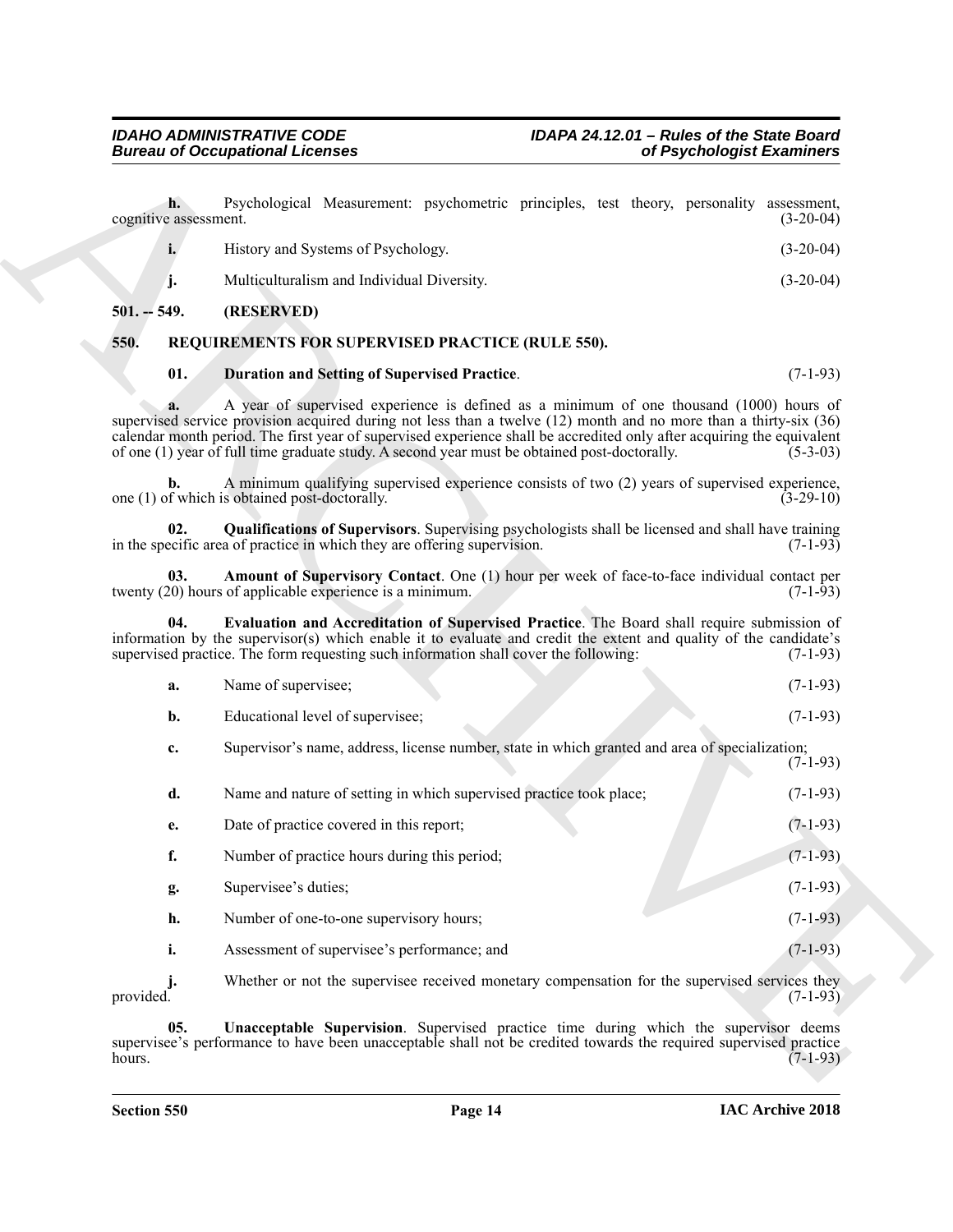**h.** Psychological Measurement: psychometric principles, test theory, personality assessment, cognitive assessment. (3-20-04)

**i.** History and Systems of Psychology. (3-20-04)

**j.** Multiculturalism and Individual Diversity. (3-20-04)

## 501. -- 549. (RESERVED)

## 550. REQUIREMENTS FOR SUPERVISED PRACTICE (RULE 550).

**01. Duration and Setting of Supervised Practice**. (7-1-93)

**a.** A year of supervised experience is defined as a minimum of one thousand (1000) hours of supervised service provision acquired during not less than a twelve (12) month and no more than a thirty-six (36) calendar month period. The first year of supervised experience shall be accredited only after acquiring the equivalent of one (1) year of full time graduate study. A second year must be obtained post-doctorally. (5-3-03)

**b.** A minimum qualifying supervised experience consists of two (2) years of supervised experience, one (1) of which is obtained post-doctorally. (3-29-10)

**02. Qualifications of Supervisors**. Supervising psychologists shall be licensed and shall have training in the specific area of practice in which they are offering supervision. (7-1-93)

**03. Amount of Supervisory Contact**. One (1) hour per week of face-to-face individual contact per twenty (20) hours of applicable experience is a minimum. (7-1-93)

**04. Evaluation and Accreditation of Supervised Practice**. The Board shall require submission of information by the supervisor(s) which enable it to evaluate and credit the extent and quality of the candidate's supervised practice. The form requesting such information shall cover the following: (7-1-93)

**a.** Name of supervisee; (7-1-93)

**b.** Educational level of supervisee; (7-1-93)

**c.** Supervisor's name, address, license number, state in which granted and area of specialization; (7-1-93)

**d.** Name and nature of setting in which supervised practice took place; (7-1-93)

**e.** Date of practice covered in this report; (7-1-93)

**f.** Number of practice hours during this period; (7-1-93)

**g.** Supervisee's duties; (7-1-93)

**h.** Number of one-to-one supervisory hours; (7-1-93)

**i.** Assessment of supervisee's performance; and (7-1-93)

**j.** Whether or not the supervisee received monetary compensation for the supervised services they provided. (7-1-93)

**05. Unacceptable Supervision**. Supervised practice time during which the supervisor deems supervisee's performance to have been unacceptable shall not be credited towards the required supervised practice hours. (7-1-93)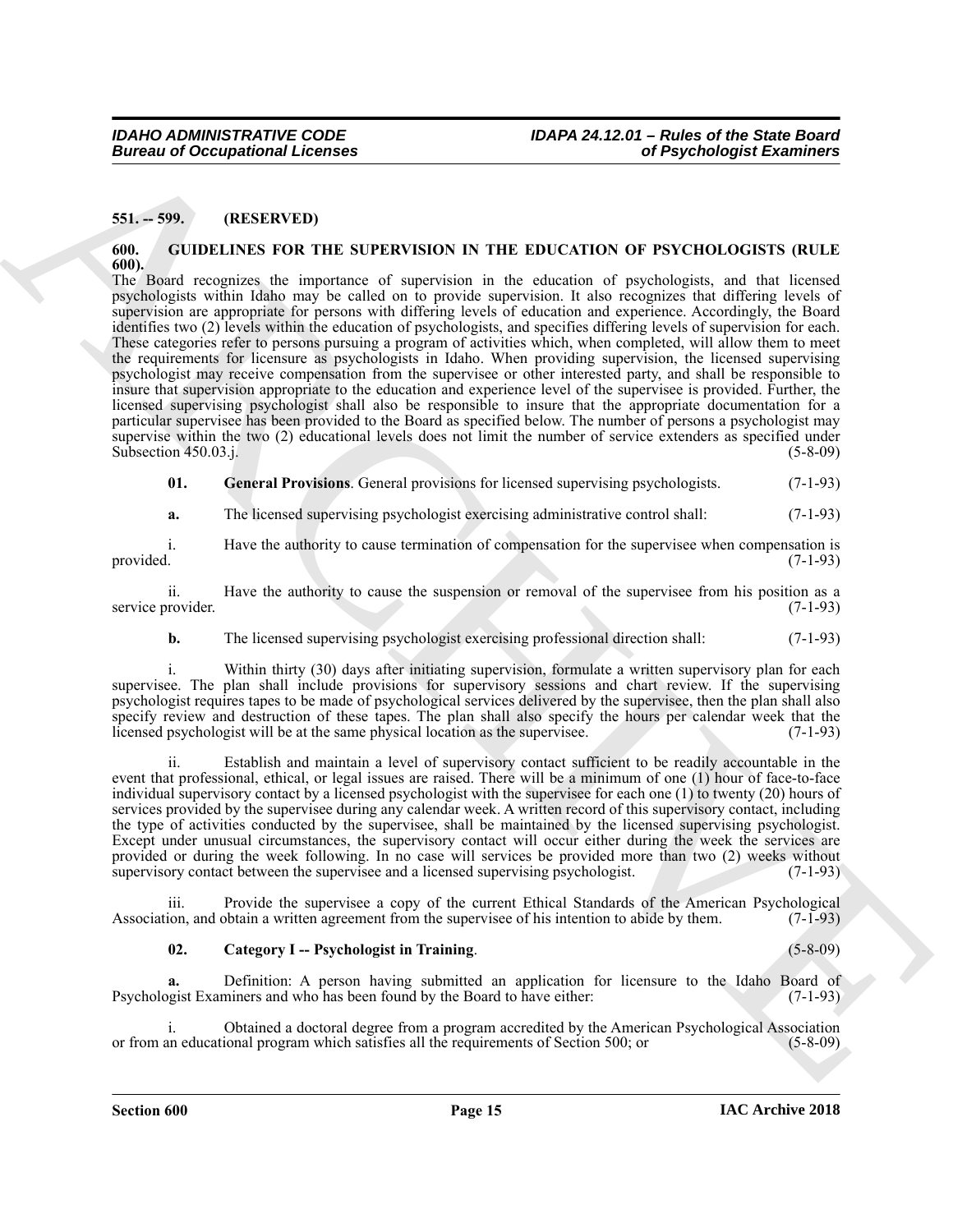## 551. -- 599. (RESERVED)

## 600. GUIDELINES FOR THE SUPERVISION IN THE EDUCATION OF PSYCHOLOGISTS (RULE 600).

The Board recognizes the importance of supervision in the education of psychologists, and that licensed psychologists within Idaho may be called on to provide supervision. It also recognizes that differing levels of supervision are appropriate for persons with differing levels of education and experience. Accordingly, the Board identifies two (2) levels within the education of psychologists, and specifies differing levels of supervision for each. These categories refer to persons pursuing a program of activities which, when completed, will allow them to meet the requirements for licensure as psychologists in Idaho. When providing supervision, the licensed supervising psychologist may receive compensation from the supervisee or other interested party, and shall be responsible to insure that supervision appropriate to the education and experience level of the supervisee is provided. Further, the licensed supervising psychologist shall also be responsible to insure that the appropriate documentation for a particular supervisee has been provided to the Board as specified below. The number of persons a psychologist may supervise within the two (2) educational levels does not limit the number of service extenders as specified under Subsection 450.03.j. (5-8-09)

**01. General Provisions**. General provisions for licensed supervising psychologists. (7-1-93)

**a.** The licensed supervising psychologist exercising administrative control shall: (7-1-93)

i. Have the authority to cause termination of compensation for the supervisee when compensation is provided. (7-1-93)

ii. Have the authority to cause the suspension or removal of the supervisee from his position as a service provider. (7-1-93)

**b.** The licensed supervising psychologist exercising professional direction shall: (7-1-93)

i. Within thirty (30) days after initiating supervision, formulate a written supervisory plan for each supervisee. The plan shall include provisions for supervisory sessions and chart review. If the supervising psychologist requires tapes to be made of psychological services delivered by the supervisee, then the plan shall also specify review and destruction of these tapes. The plan shall also specify the hours per calendar week that the licensed psychologist will be at the same physical location as the supervisee. (7-1-93)

ii. Establish and maintain a level of supervisory contact sufficient to be readily accountable in the event that professional, ethical, or legal issues are raised. There will be a minimum of one (1) hour of face-to-face individual supervisory contact by a licensed psychologist with the supervisee for each one (1) to twenty (20) hours of services provided by the supervisee during any calendar week. A written record of this supervisory contact, including the type of activities conducted by the supervisee, shall be maintained by the licensed supervising psychologist. Except under unusual circumstances, the supervisory contact will occur either during the week the services are provided or during the week following. In no case will services be provided more than two (2) weeks without supervisory contact between the supervisee and a licensed supervising psychologist. (7-1-93)

iii. Provide the supervisee a copy of the current Ethical Standards of the American Psychological Association, and obtain a written agreement from the supervisee of his intention to abide by them. (7-1-93)

**02. Category I -- Psychologist in Training**. (5-8-09)

**a.** Definition: A person having submitted an application for licensure to the Idaho Board of Psychologist Examiners and who has been found by the Board to have either: (7-1-93)

i. Obtained a doctoral degree from a program accredited by the American Psychological Association or from an educational program which satisfies all the requirements of Section 500; or (5-8-09)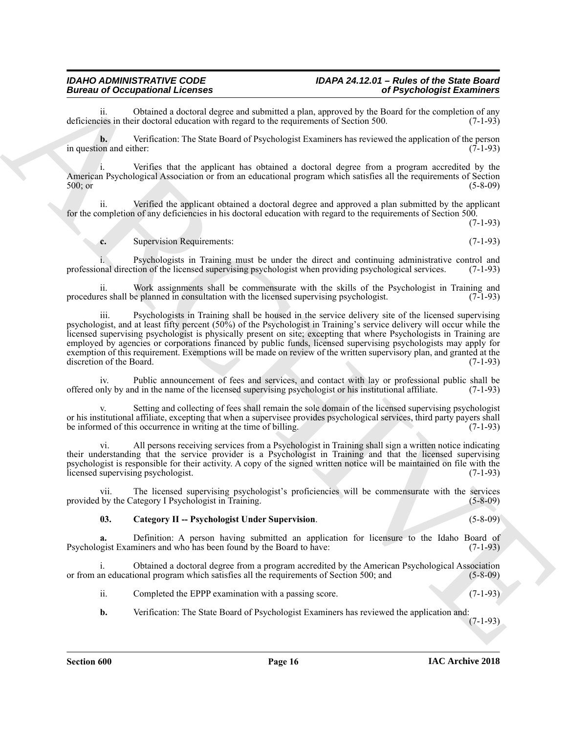ii. Obtained a doctoral degree and submitted a plan, approved by the Board for the completion of any deficiencies in their doctoral education with regard to the requirements of Section 500. (7-1-93)

**b.** Verification: The State Board of Psychologist Examiners has reviewed the application of the person in question and either: (7-1-93)

i. Verifies that the applicant has obtained a doctoral degree from a program accredited by the American Psychological Association or from an educational program which satisfies all the requirements of Section 500; or (5-8-09)

ii. Verified the applicant obtained a doctoral degree and approved a plan submitted by the applicant for the completion of any deficiencies in his doctoral education with regard to the requirements of Section 500. (7-1-93)

**c.** Supervision Requirements: (7-1-93)

i. Psychologists in Training must be under the direct and continuing administrative control and professional direction of the licensed supervising psychologist when providing psychological services. (7-1-93)

ii. Work assignments shall be commensurate with the skills of the Psychologist in Training and procedures shall be planned in consultation with the licensed supervising psychologist. (7-1-93)

iii. Psychologists in Training shall be housed in the service delivery site of the licensed supervising psychologist, and at least fifty percent (50%) of the Psychologist in Training's service delivery will occur while the licensed supervising psychologist is physically present on site; excepting that where Psychologists in Training are employed by agencies or corporations financed by public funds, licensed supervising psychologists may apply for exemption of this requirement. Exemptions will be made on review of the written supervisory plan, and granted at the discretion of the Board. (7-1-93)

iv. Public announcement of fees and services, and contact with lay or professional public shall be offered only by and in the name of the licensed supervising psychologist or his institutional affiliate. (7-1-93)

v. Setting and collecting of fees shall remain the sole domain of the licensed supervising psychologist or his institutional affiliate, excepting that when a supervisee provides psychological services, third party payers shall be informed of this occurrence in writing at the time of billing. (7-1-93)

vi. All persons receiving services from a Psychologist in Training shall sign a written notice indicating their understanding that the service provider is a Psychologist in Training and that the licensed supervising psychologist is responsible for their activity. A copy of the signed written notice will be maintained on file with the licensed supervising psychologist. (7-1-93)

vii. The licensed supervising psychologist's proficiencies will be commensurate with the services provided by the Category I Psychologist in Training. (5-8-09)

**03. Category II -- Psychologist Under Supervision**. (5-8-09)

**a.** Definition: A person having submitted an application for licensure to the Idaho Board of Psychologist Examiners and who has been found by the Board to have: (7-1-93)

i. Obtained a doctoral degree from a program accredited by the American Psychological Association or from an educational program which satisfies all the requirements of Section 500; and (5-8-09)

ii. Completed the EPPP examination with a passing score. (7-1-93)

**b.** Verification: The State Board of Psychologist Examiners has reviewed the application and: (7-1-93)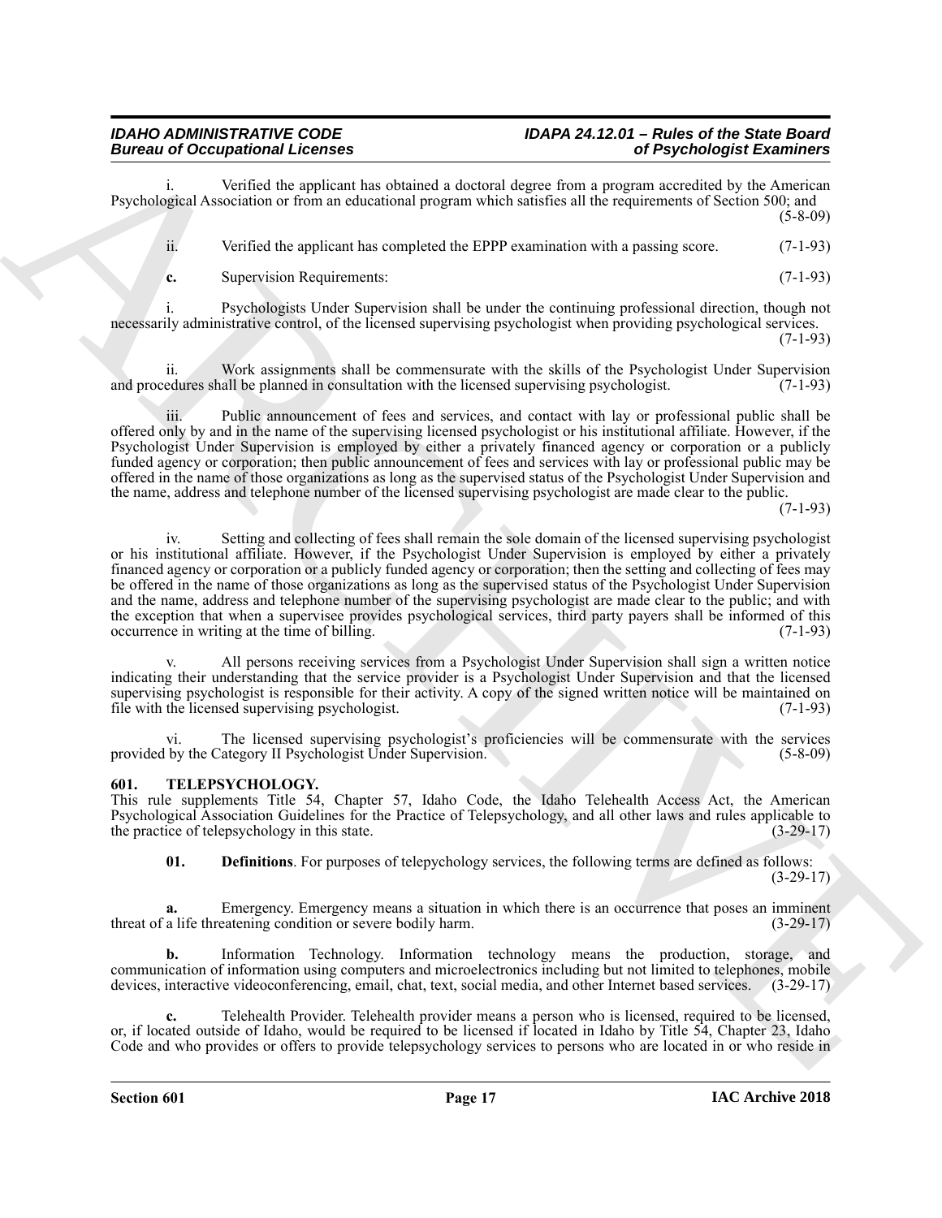i. Verified the applicant has obtained a doctoral degree from a program accredited by the American Psychological Association or from an educational program which satisfies all the requirements of Section 500; and (5-8-09)

ii. Verified the applicant has completed the EPPP examination with a passing score. (7-1-93)

**c.** Supervision Requirements: (7-1-93)

i. Psychologists Under Supervision shall be under the continuing professional direction, though not necessarily administrative control, of the licensed supervising psychologist when providing psychological services. (7-1-93)

ii. Work assignments shall be commensurate with the skills of the Psychologist Under Supervision and procedures shall be planned in consultation with the licensed supervising psychologist. (7-1-93)

iii. Public announcement of fees and services, and contact with lay or professional public shall be offered only by and in the name of the supervising licensed psychologist or his institutional affiliate. However, if the Psychologist Under Supervision is employed by either a privately financed agency or corporation or a publicly funded agency or corporation; then public announcement of fees and services with lay or professional public may be offered in the name of those organizations as long as the supervised status of the Psychologist Under Supervision and the name, address and telephone number of the licensed supervising psychologist are made clear to the public. (7-1-93)

iv. Setting and collecting of fees shall remain the sole domain of the licensed supervising psychologist or his institutional affiliate. However, if the Psychologist Under Supervision is employed by either a privately financed agency or corporation or a publicly funded agency or corporation; then the setting and collecting of fees may be offered in the name of those organizations as long as the supervised status of the Psychologist Under Supervision and the name, address and telephone number of the supervising psychologist are made clear to the public; and with the exception that when a supervisee provides psychological services, third party payers shall be informed of this occurrence in writing at the time of billing. (7-1-93)

v. All persons receiving services from a Psychologist Under Supervision shall sign a written notice indicating their understanding that the service provider is a Psychologist Under Supervision and that the licensed supervising psychologist is responsible for their activity. A copy of the signed written notice will be maintained on file with the licensed supervising psychologist. (7-1-93)

vi. The licensed supervising psychologist's proficiencies will be commensurate with the services provided by the Category II Psychologist Under Supervision. (5-8-09)

## 601. TELEPSYCHOLOGY.

This rule supplements Title 54, Chapter 57, Idaho Code, the Idaho Telehealth Access Act, the American Psychological Association Guidelines for the Practice of Telepsychology, and all other laws and rules applicable to the practice of telepsychology in this state. (3-29-17)

**01. Definitions**. For purposes of telepychology services, the following terms are defined as follows: (3-29-17)

**a.** Emergency. Emergency means a situation in which there is an occurrence that poses an imminent threat of a life threatening condition or severe bodily harm. (3-29-17)

**b.** Information Technology. Information technology means the production, storage, and communication of information using computers and microelectronics including but not limited to telephones, mobile devices, interactive videoconferencing, email, chat, text, social media, and other Internet based services. (3-29-17)

**c.** Telehealth Provider. Telehealth provider means a person who is licensed, required to be licensed, or, if located outside of Idaho, would be required to be licensed if located in Idaho by Title 54, Chapter 23, Idaho Code and who provides or offers to provide telepsychology services to persons who are located in or who reside in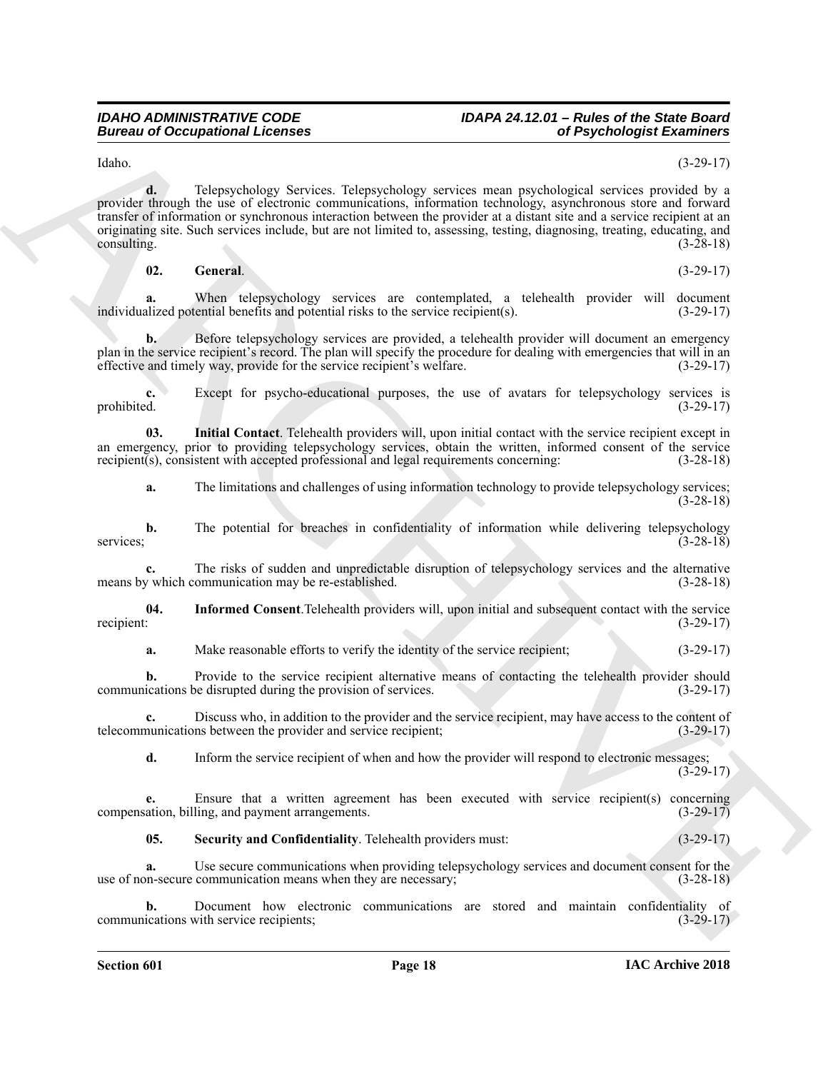Idaho. (3-29-17)

**d.** Telepsychology Services. Telepsychology services mean psychological services provided by a provider through the use of electronic communications, information technology, asynchronous store and forward transfer of information or synchronous interaction between the provider at a distant site and a service recipient at an originating site. Such services include, but are not limited to, assessing, testing, diagnosing, treating, educating, and consulting. (3-28-18)

**02. General**. (3-29-17)

**a.** When telepsychology services are contemplated, a telehealth provider will document individualized potential benefits and potential risks to the service recipient(s). (3-29-17)

**b.** Before telepsychology services are provided, a telehealth provider will document an emergency plan in the service recipient's record. The plan will specify the procedure for dealing with emergencies that will in an effective and timely way, provide for the service recipient's welfare. (3-29-17)

**c.** Except for psycho-educational purposes, the use of avatars for telepsychology services is prohibited. (3-29-17)

**03. Initial Contact**. Telehealth providers will, upon initial contact with the service recipient except in an emergency, prior to providing telepsychology services, obtain the written, informed consent of the service recipient(s), consistent with accepted professional and legal requirements concerning: (3-28-18)

**a.** The limitations and challenges of using information technology to provide telepsychology services; (3-28-18)

**b.** The potential for breaches in confidentiality of information while delivering telepsychology services; (3-28-18)

**c.** The risks of sudden and unpredictable disruption of telepsychology services and the alternative means by which communication may be re-established. (3-28-18)

**04. Informed Consent**.Telehealth providers will, upon initial and subsequent contact with the service recipient: (3-29-17)

**a.** Make reasonable efforts to verify the identity of the service recipient; (3-29-17)

**b.** Provide to the service recipient alternative means of contacting the telehealth provider should communications be disrupted during the provision of services. (3-29-17)

**c.** Discuss who, in addition to the provider and the service recipient, may have access to the content of telecommunications between the provider and service recipient; (3-29-17)

**d.** Inform the service recipient of when and how the provider will respond to electronic messages; (3-29-17)

**e.** Ensure that a written agreement has been executed with service recipient(s) concerning compensation, billing, and payment arrangements. (3-29-17)

**05. Security and Confidentiality**. Telehealth providers must: (3-29-17)

**a.** Use secure communications when providing telepsychology services and document consent for the use of non-secure communication means when they are necessary; (3-28-18)

**b.** Document how electronic communications are stored and maintain confidentiality of communications with service recipients; (3-29-17)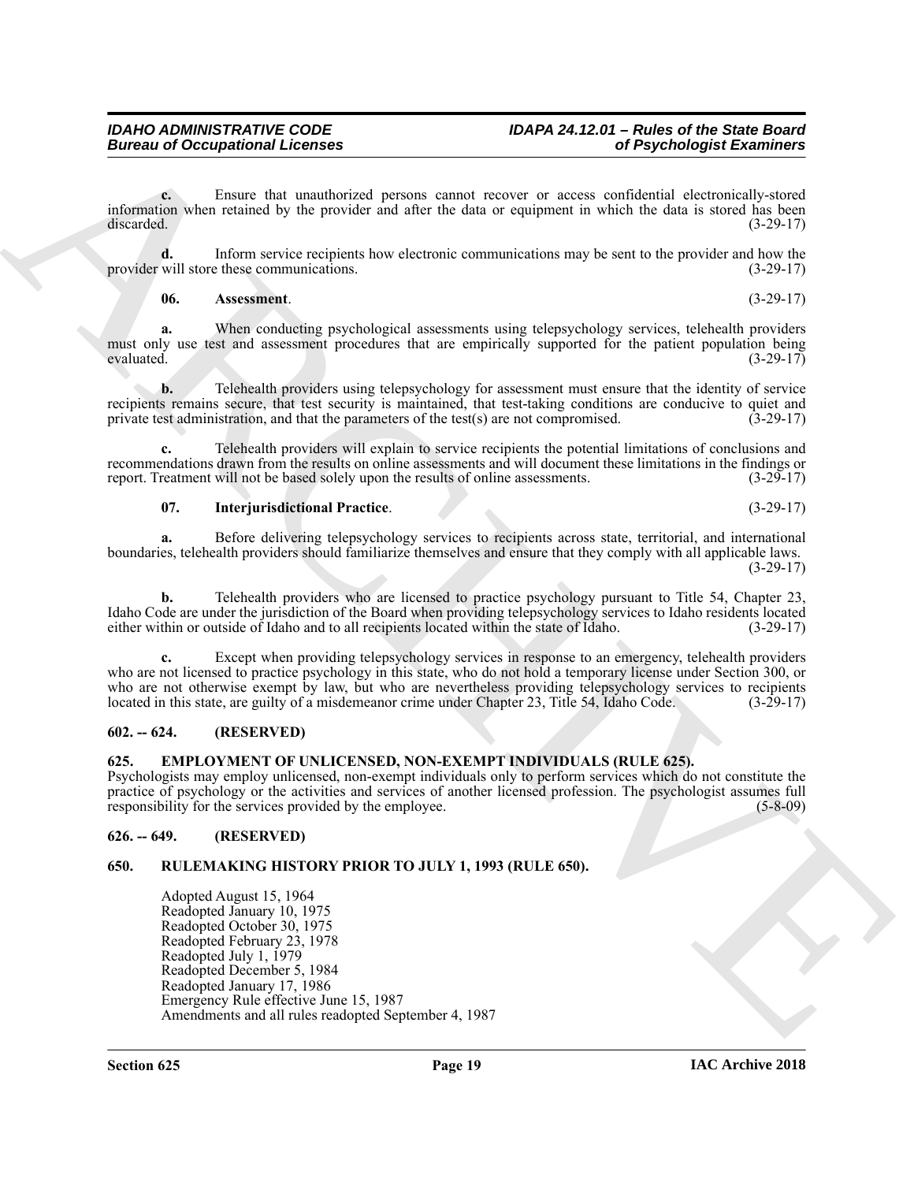**c.** Ensure that unauthorized persons cannot recover or access confidential electronically-stored information when retained by the provider and after the data or equipment in which the data is stored has been discarded. (3-29-17)

**d.** Inform service recipients how electronic communications may be sent to the provider and how the provider will store these communications. (3-29-17)

**06. Assessment**. (3-29-17)

**a.** When conducting psychological assessments using telepsychology services, telehealth providers must only use test and assessment procedures that are empirically supported for the patient population being evaluated. (3-29-17)

**b.** Telehealth providers using telepsychology for assessment must ensure that the identity of service recipients remains secure, that test security is maintained, that test-taking conditions are conducive to quiet and private test administration, and that the parameters of the test(s) are not compromised. (3-29-17)

**c.** Telehealth providers will explain to service recipients the potential limitations of conclusions and recommendations drawn from the results on online assessments and will document these limitations in the findings or report. Treatment will not be based solely upon the results of online assessments. (3-29-17)

**07. Interjurisdictional Practice**. (3-29-17)

**a.** Before delivering telepsychology services to recipients across state, territorial, and international boundaries, telehealth providers should familiarize themselves and ensure that they comply with all applicable laws. (3-29-17)

**b.** Telehealth providers who are licensed to practice psychology pursuant to Title 54, Chapter 23, Idaho Code are under the jurisdiction of the Board when providing telepsychology services to Idaho residents located either within or outside of Idaho and to all recipients located within the state of Idaho. (3-29-17)

**c.** Except when providing telepsychology services in response to an emergency, telehealth providers who are not licensed to practice psychology in this state, who do not hold a temporary license under Section 300, or who are not otherwise exempt by law, but who are nevertheless providing telepsychology services to recipients located in this state, are guilty of a misdemeanor crime under Chapter 23, Title 54, Idaho Code. (3-29-17)

## 602. -- 624. (RESERVED)

## 625. EMPLOYMENT OF UNLICENSED, NON-EXEMPT INDIVIDUALS (RULE 625).

Psychologists may employ unlicensed, non-exempt individuals only to perform services which do not constitute the practice of psychology or the activities and services of another licensed profession. The psychologist assumes full responsibility for the services provided by the employee. (5-8-09)

## 626. -- 649. (RESERVED)

## 650. RULEMAKING HISTORY PRIOR TO JULY 1, 1993 (RULE 650).

Adopted August 15, 1964
Readopted January 10, 1975
Readopted October 30, 1975
Readopted February 23, 1978
Readopted July 1, 1979
Readopted December 5, 1984
Readopted January 17, 1986
Emergency Rule effective June 15, 1987
Amendments and all rules readopted September 4, 1987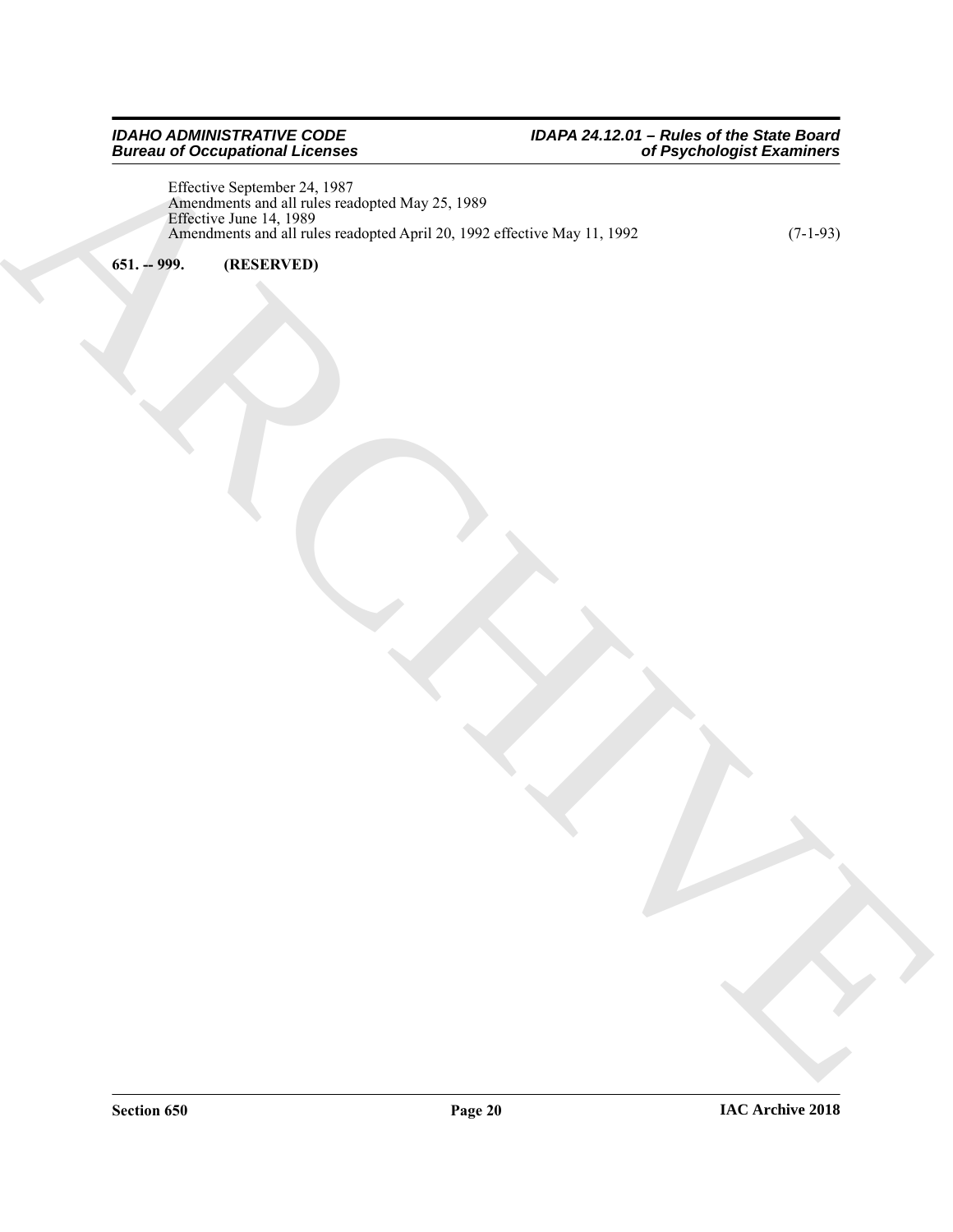Effective September 24, 1987
Amendments and all rules readopted May 25, 1989
Effective June 14, 1989
Amendments and all rules readopted April 20, 1992 effective May 11, 1992 (7-1-93)

**651. -- 999. (RESERVED)**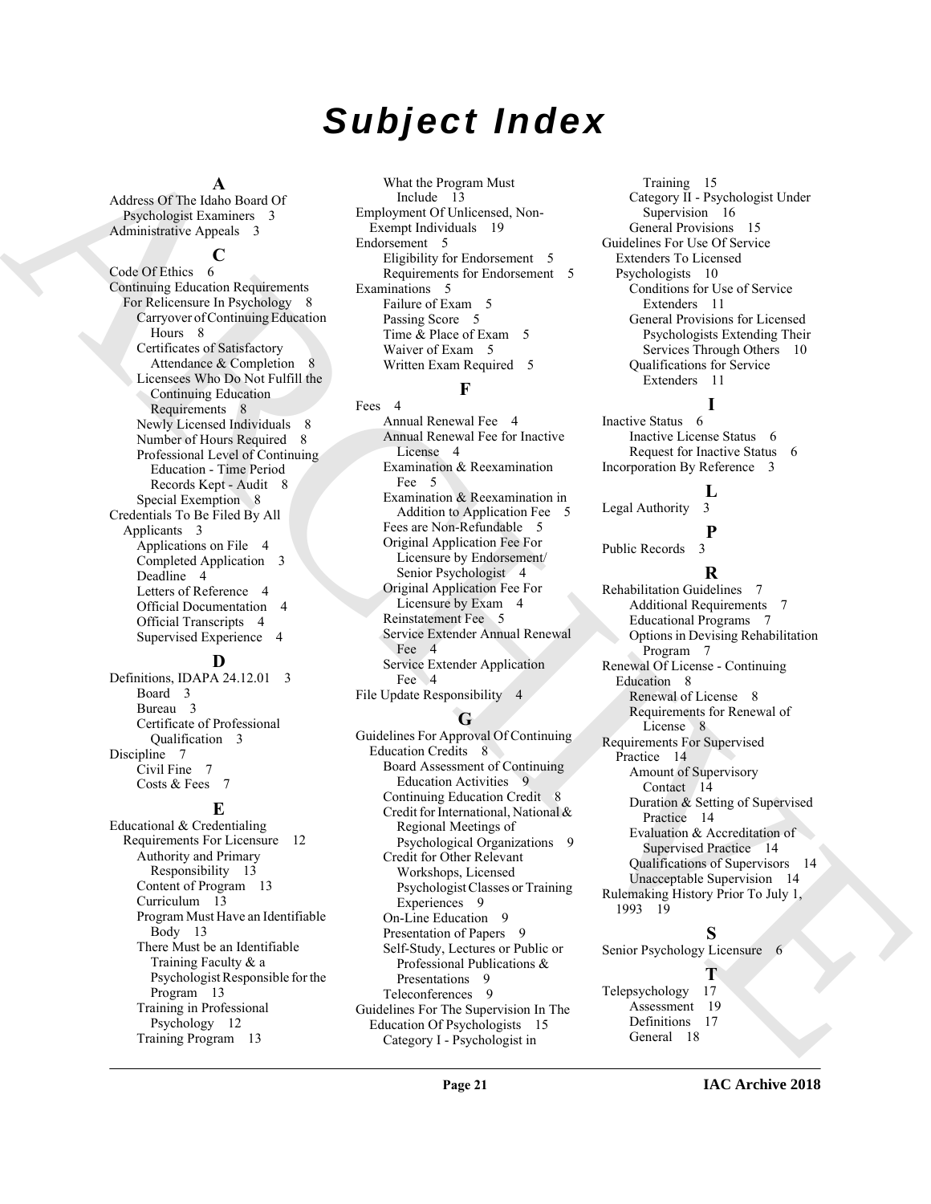# Subject Index

**A**

Address Of The Idaho Board Of Psychologist Examiners 3
Administrative Appeals 3

**C**

Code Of Ethics 6
Continuing Education Requirements For Relicensure In Psychology 8
- Carryover of Continuing Education Hours 8
- Certificates of Satisfactory Attendance & Completion 8
- Licensees Who Do Not Fulfill the Continuing Education Requirements 8
- Newly Licensed Individuals 8
- Number of Hours Required 8
- Professional Level of Continuing Education - Time Period Records Kept - Audit 8
- Special Exemption 8

Credentials To Be Filed By All Applicants 3
- Applications on File 4
- Completed Application 3
- Deadline 4
- Letters of Reference 4
- Official Documentation 4
- Official Transcripts 4
- Supervised Experience 4

**D**

Definitions, IDAPA 24.12.01 3
- Board 3
- Bureau 3
- Certificate of Professional Qualification 3

Discipline 7
- Civil Fine 7
- Costs & Fees 7

**E**

Educational & Credentialing Requirements For Licensure 12
- Authority and Primary Responsibility 13
- Content of Program 13
- Curriculum 13
- Program Must Have an Identifiable Body 13
- There Must be an Identifiable Training Faculty & a Psychologist Responsible for the Program 13
- Training in Professional Psychology 12
- Training Program 13
- What the Program Must Include 13

Employment Of Unlicensed, Non-Exempt Individuals 19
Endorsement 5
- Eligibility for Endorsement 5
- Requirements for Endorsement 5

Examinations 5
- Failure of Exam 5
- Passing Score 5
- Time & Place of Exam 5
- Waiver of Exam 5
- Written Exam Required 5

**F**

Fees 4
- Annual Renewal Fee 4
- Annual Renewal Fee for Inactive License 4
- Examination & Reexamination Fee 5
- Examination & Reexamination in Addition to Application Fee 5
- Fees are Non-Refundable 5
- Original Application Fee For Licensure by Endorsement/ Senior Psychologist 4
- Original Application Fee For Licensure by Exam 4
- Reinstatement Fee 5
- Service Extender Annual Renewal Fee 4
- Service Extender Application Fee 4

File Update Responsibility 4

**G**

Guidelines For Approval Of Continuing Education Credits 8
- Board Assessment of Continuing Education Activities 9
- Continuing Education Credit 8
- Credit for International, National & Regional Meetings of Psychological Organizations 9
- Credit for Other Relevant Workshops, Licensed Psychologist Classes or Training Experiences 9
- On-Line Education 9
- Presentation of Papers 9
- Self-Study, Lectures or Public or Professional Publications & Presentations 9
- Teleconferences 9

Guidelines For The Supervision In The Education Of Psychologists 15
- Category I - Psychologist in Training 15
- Category II - Psychologist Under Supervision 16
- General Provisions 15

Guidelines For Use Of Service Extenders To Licensed Psychologists 10
- Conditions for Use of Service Extenders 11
- General Provisions for Licensed Psychologists Extending Their Services Through Others 10
- Qualifications for Service Extenders 11

**I**

Inactive Status 6
- Inactive License Status 6
- Request for Inactive Status 6

Incorporation By Reference 3

**L**

Legal Authority 3

**P**

Public Records 3

**R**

Rehabilitation Guidelines 7
- Additional Requirements 7
- Educational Programs 7
- Options in Devising Rehabilitation Program 7

Renewal Of License - Continuing Education 8
- Renewal of License 8
- Requirements for Renewal of License 8

Requirements For Supervised Practice 14
- Amount of Supervisory Contact 14
- Duration & Setting of Supervised Practice 14
- Evaluation & Accreditation of Supervised Practice 14
- Qualifications of Supervisors 14
- Unacceptable Supervision 14

Rulemaking History Prior To July 1, 1993 19

**S**

Senior Psychology Licensure 6

**T**

Telepsychology 17
- Assessment 19
- Definitions 17
- General 18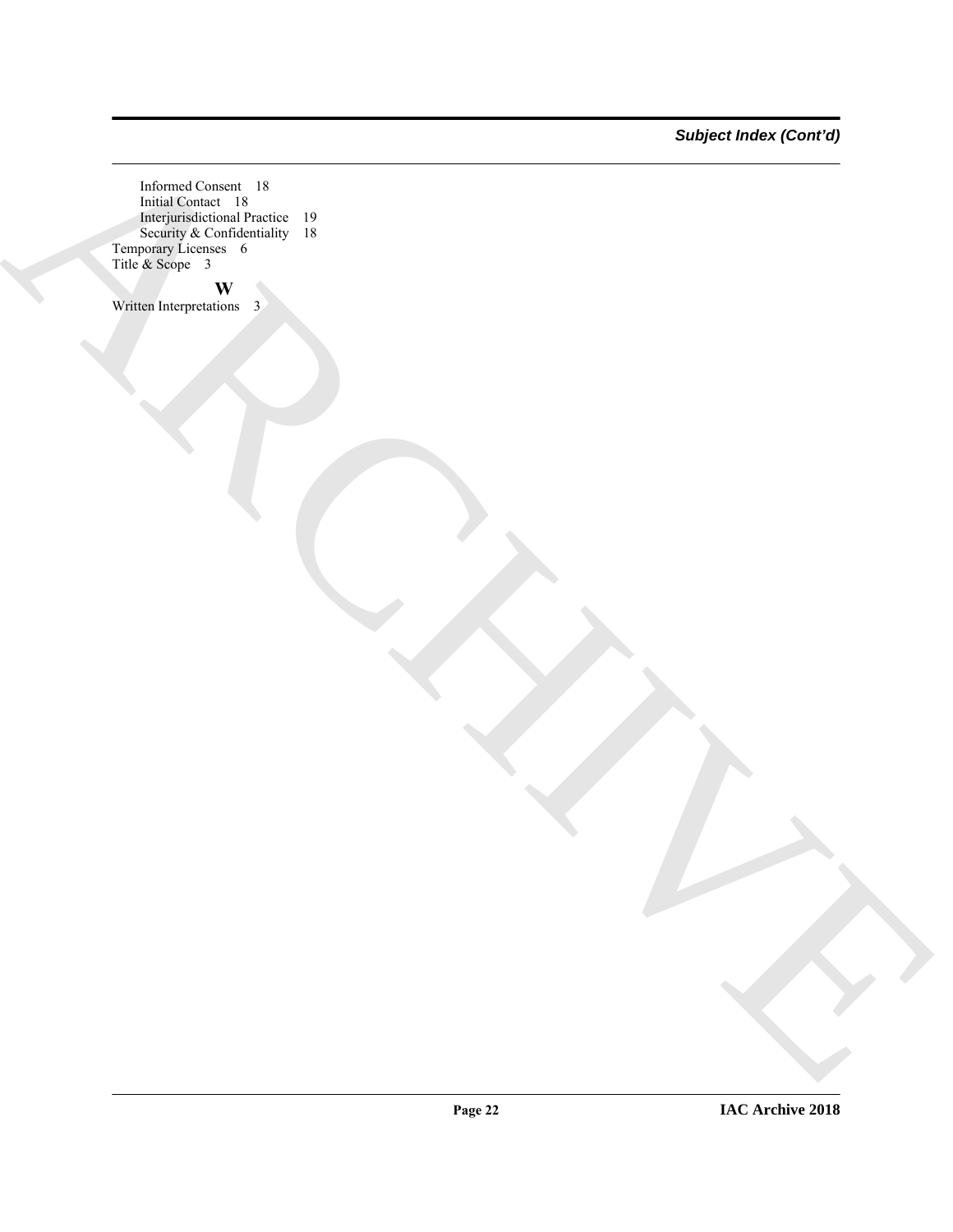Informed Consent 18
Initial Contact 18
Interjurisdictional Practice 19
Security & Confidentiality 18

Temporary Licenses 6

Title & Scope 3

**W**

Written Interpretations 3